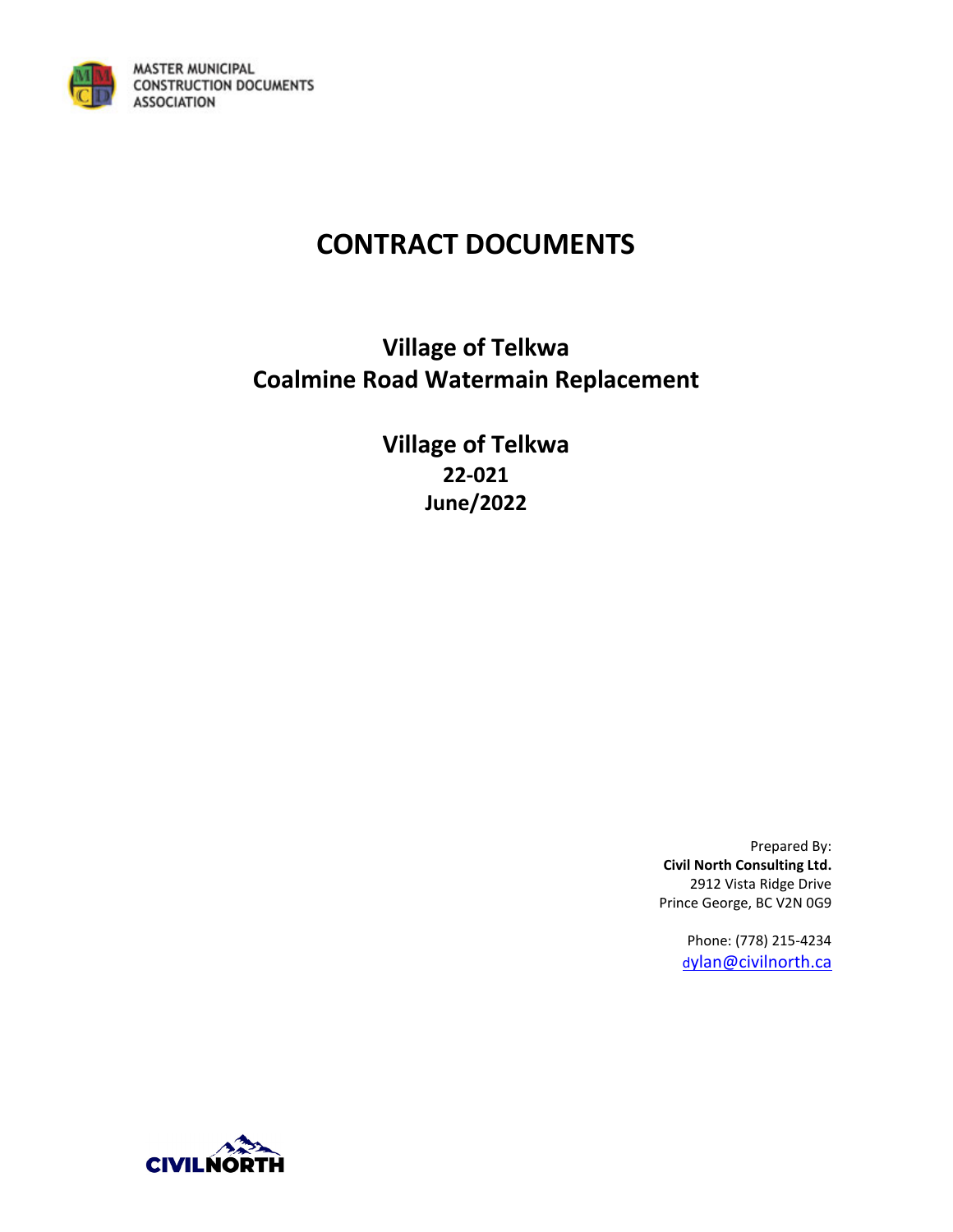MASTER MUNICIPAL CONSTRUCTION DOCUMENTS ASSOCIATION

# CONTRACT DOCUMENTS

## Village of Telkwa
## Coalmine Road Watermain Replacement

## Village of Telkwa
### 22-021
### June/2022

Prepared By:
**Civil North Consulting Ltd.**
2912 Vista Ridge Drive
Prince George, BC V2N 0G9

Phone: (778) 215-4234
dylan@civilnorth.ca

CIVILNORTH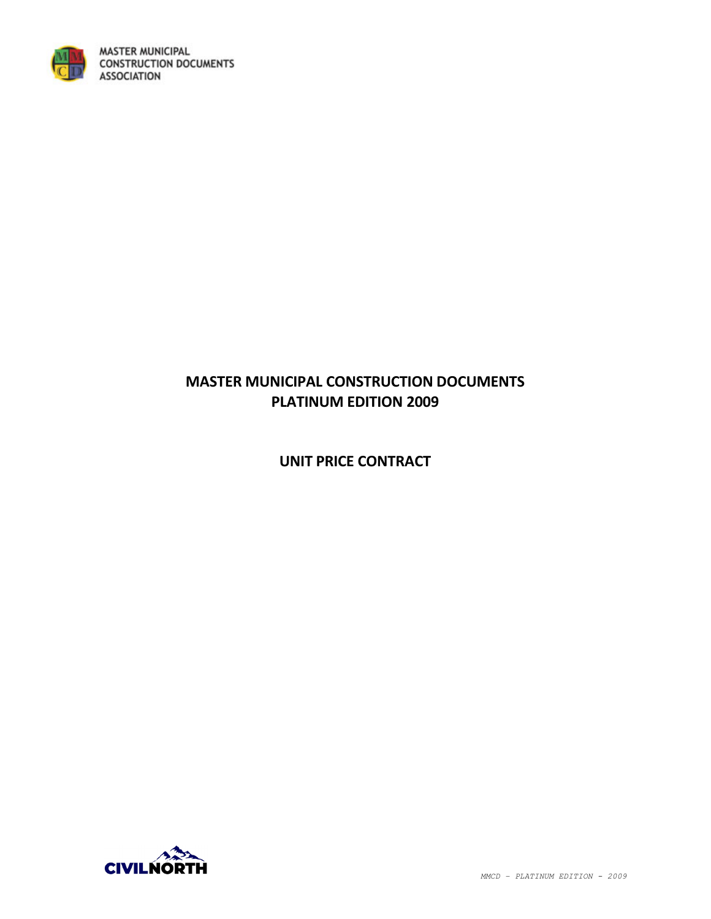MASTER MUNICIPAL CONSTRUCTION DOCUMENTS ASSOCIATION

# MASTER MUNICIPAL CONSTRUCTION DOCUMENTS
# PLATINUM EDITION 2009

## UNIT PRICE CONTRACT

CIVILNORTH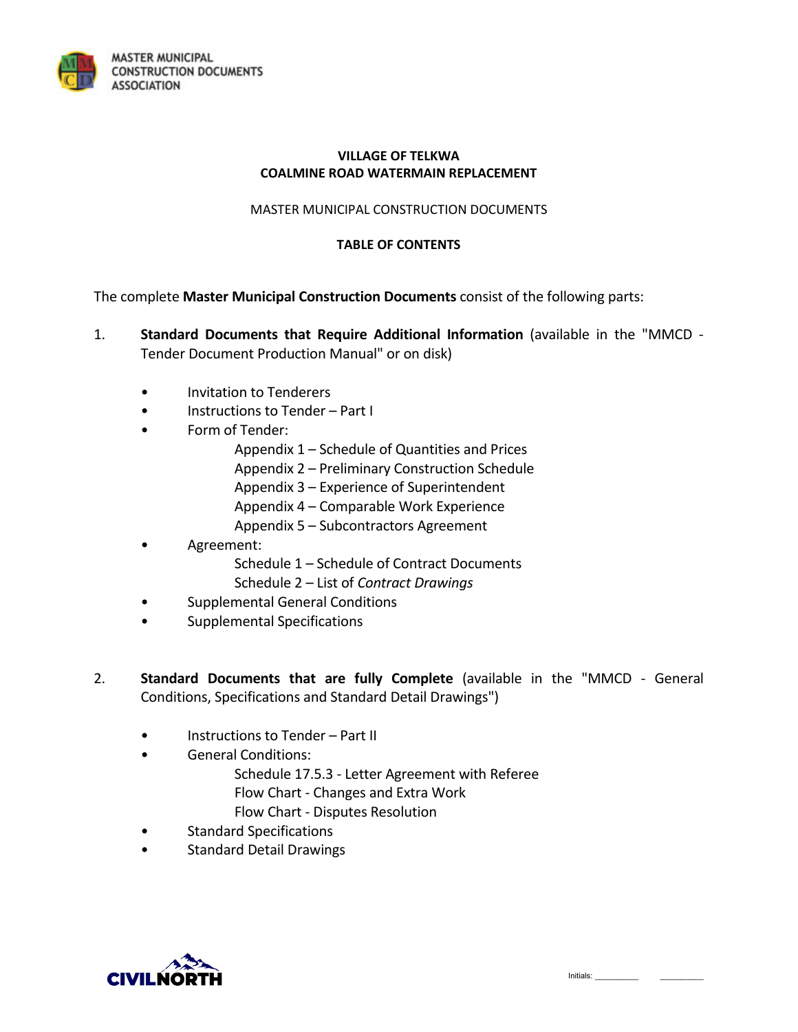**VILLAGE OF TELKWA**
**COALMINE ROAD WATERMAIN REPLACEMENT**

MASTER MUNICIPAL CONSTRUCTION DOCUMENTS

**TABLE OF CONTENTS**

The complete **Master Municipal Construction Documents** consist of the following parts:

1. **Standard Documents that Require Additional Information** (available in the "MMCD - Tender Document Production Manual" or on disk)

   - Invitation to Tenderers
   - Instructions to Tender – Part I
   - Form of Tender:
     - Appendix 1 – Schedule of Quantities and Prices
     - Appendix 2 – Preliminary Construction Schedule
     - Appendix 3 – Experience of Superintendent
     - Appendix 4 – Comparable Work Experience
     - Appendix 5 – Subcontractors Agreement
   - Agreement:
     - Schedule 1 – Schedule of Contract Documents
     - Schedule 2 – List of *Contract Drawings*
   - Supplemental General Conditions
   - Supplemental Specifications

2. **Standard Documents that are fully Complete** (available in the "MMCD - General Conditions, Specifications and Standard Detail Drawings")

   - Instructions to Tender – Part II
   - General Conditions:
     - Schedule 17.5.3 - Letter Agreement with Referee
     - Flow Chart - Changes and Extra Work
     - Flow Chart - Disputes Resolution
   - Standard Specifications
   - Standard Detail Drawings

Initials: _________ _________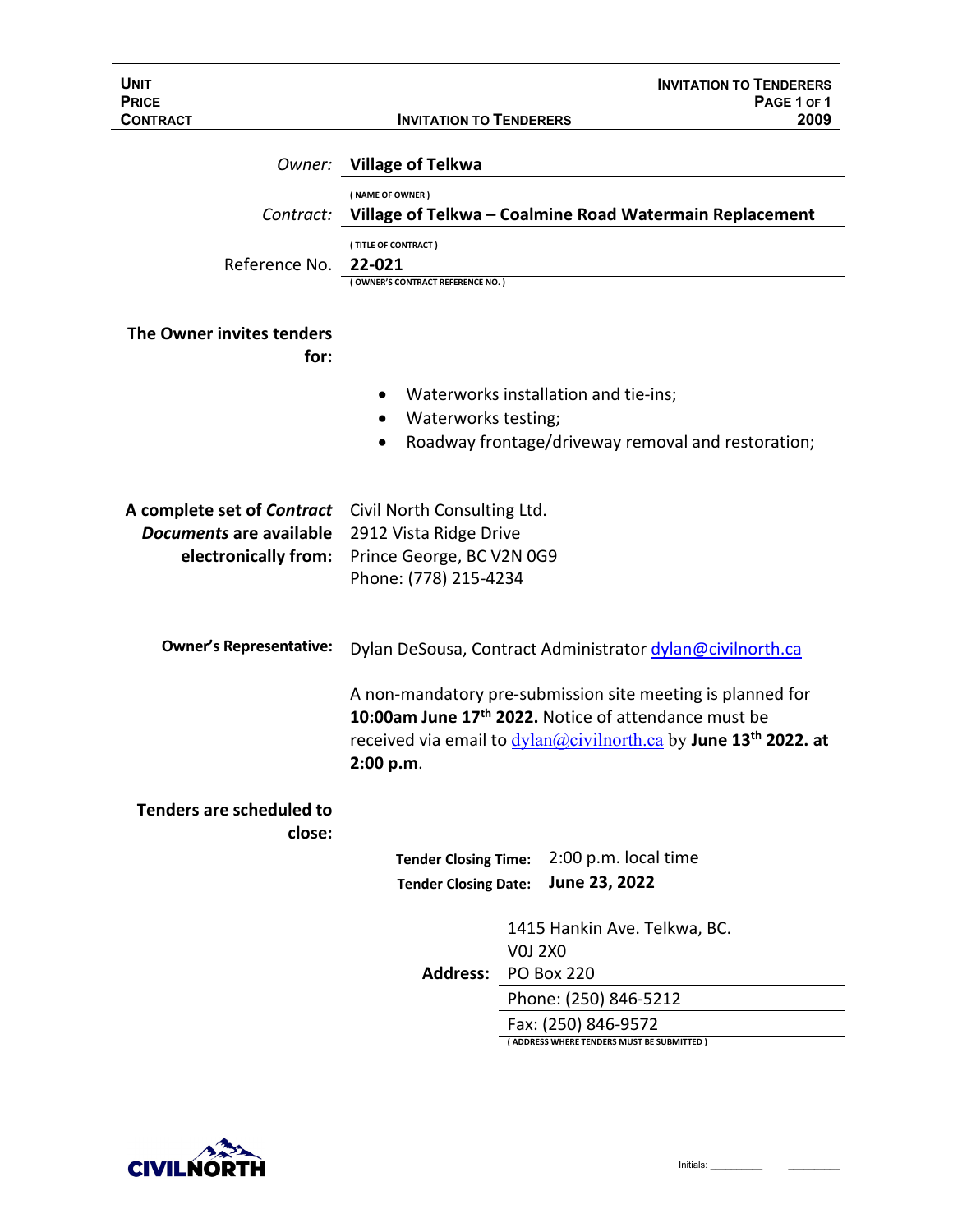# INVITATION TO TENDERS

*Owner:* **Village of Telkwa**
( NAME OF OWNER )

*Contract:* **Village of Telkwa – Coalmine Road Watermain Replacement**
( TITLE OF CONTRACT )

Reference No. **22-021**
( OWNER'S CONTRACT REFERENCE NO. )

**The Owner invites tenders for:**

- Waterworks installation and tie-ins;
- Waterworks testing;
- Roadway frontage/driveway removal and restoration;

**A complete set of *Contract Documents* are available electronically from:**

Civil North Consulting Ltd.
2912 Vista Ridge Drive
Prince George, BC V2N 0G9
Phone: (778) 215-4234

**Owner's Representative:** Dylan DeSousa, Contract Administrator dylan@civilnorth.ca

A non-mandatory pre-submission site meeting is planned for **10:00am June 17th 2022.** Notice of attendance must be received via email to dylan@civilnorth.ca by **June 13th 2022. at 2:00 p.m**.

**Tenders are scheduled to close:**

**Tender Closing Time:** 2:00 p.m. local time
**Tender Closing Date:** **June 23, 2022**

**Address:**
1415 Hankin Ave. Telkwa, BC.
V0J 2X0
PO Box 220
Phone: (250) 846-5212
Fax: (250) 846-9572
( ADDRESS WHERE TENDERS MUST BE SUBMITTED )

Initials: _________ _________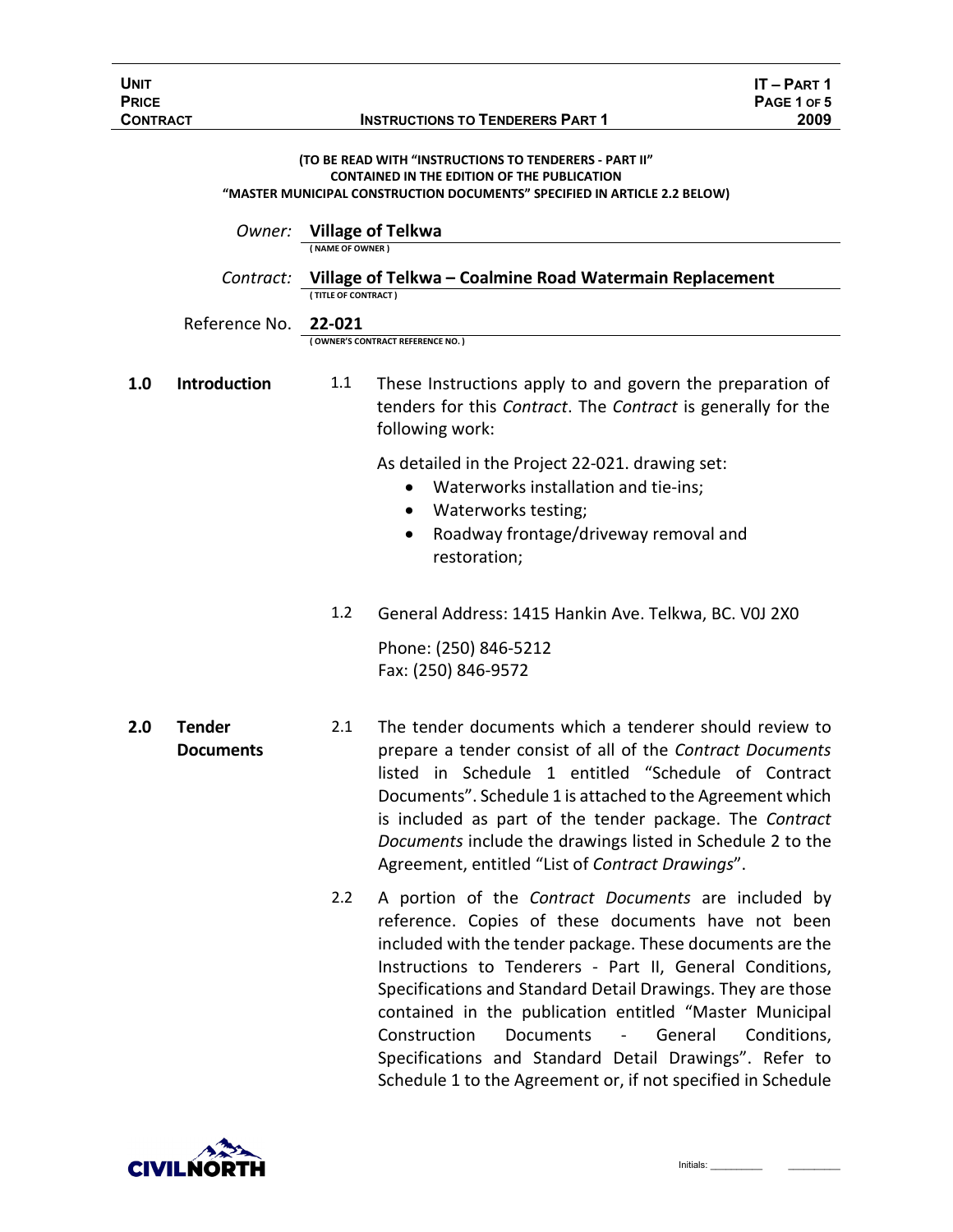**(TO BE READ WITH "INSTRUCTIONS TO TENDERERS - PART II" CONTAINED IN THE EDITION OF THE PUBLICATION "MASTER MUNICIPAL CONSTRUCTION DOCUMENTS" SPECIFIED IN ARTICLE 2.2 BELOW)**

*Owner:* **Village of Telkwa**
( NAME OF OWNER )

*Contract:* **Village of Telkwa – Coalmine Road Watermain Replacement**
( TITLE OF CONTRACT )

Reference No. **22-021**
( OWNER'S CONTRACT REFERENCE NO. )

## 1.0 Introduction

1.1 These Instructions apply to and govern the preparation of tenders for this *Contract*. The *Contract* is generally for the following work:

As detailed in the Project 22-021. drawing set:

- Waterworks installation and tie-ins;
- Waterworks testing;
- Roadway frontage/driveway removal and restoration;

1.2 General Address: 1415 Hankin Ave. Telkwa, BC. V0J 2X0

Phone: (250) 846-5212
Fax: (250) 846-9572

## 2.0 Tender Documents

2.1 The tender documents which a tenderer should review to prepare a tender consist of all of the *Contract Documents* listed in Schedule 1 entitled "Schedule of Contract Documents". Schedule 1 is attached to the Agreement which is included as part of the tender package. The *Contract Documents* include the drawings listed in Schedule 2 to the Agreement, entitled "List of *Contract Drawings*".

2.2 A portion of the *Contract Documents* are included by reference. Copies of these documents have not been included with the tender package. These documents are the Instructions to Tenderers - Part II, General Conditions, Specifications and Standard Detail Drawings. They are those contained in the publication entitled "Master Municipal Construction Documents - General Conditions, Specifications and Standard Detail Drawings". Refer to Schedule 1 to the Agreement or, if not specified in Schedule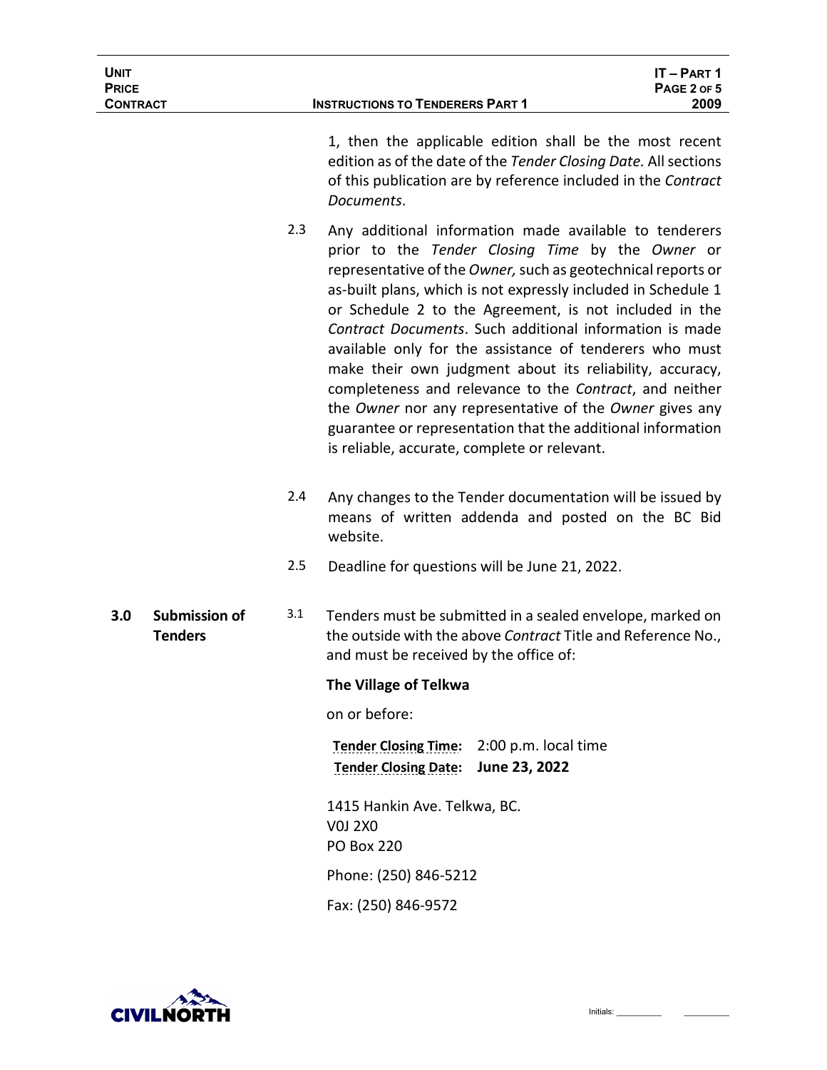1, then the applicable edition shall be the most recent edition as of the date of the *Tender Closing Date*. All sections of this publication are by reference included in the *Contract Documents*.

2.3 Any additional information made available to tenderers prior to the *Tender Closing Time* by the *Owner* or representative of the *Owner,* such as geotechnical reports or as-built plans, which is not expressly included in Schedule 1 or Schedule 2 to the Agreement, is not included in the *Contract Documents*. Such additional information is made available only for the assistance of tenderers who must make their own judgment about its reliability, accuracy, completeness and relevance to the *Contract*, and neither the *Owner* nor any representative of the *Owner* gives any guarantee or representation that the additional information is reliable, accurate, complete or relevant.

2.4 Any changes to the Tender documentation will be issued by means of written addenda and posted on the BC Bid website.

2.5 Deadline for questions will be June 21, 2022.

## 3.0 Submission of Tenders

3.1 Tenders must be submitted in a sealed envelope, marked on the outside with the above *Contract* Title and Reference No., and must be received by the office of:

**The Village of Telkwa**

on or before:

**Tender Closing Time:** 2:00 p.m. local time

**Tender Closing Date:** **June 23, 2022**

1415 Hankin Ave. Telkwa, BC.
V0J 2X0
PO Box 220

Phone: (250) 846-5212

Fax: (250) 846-9572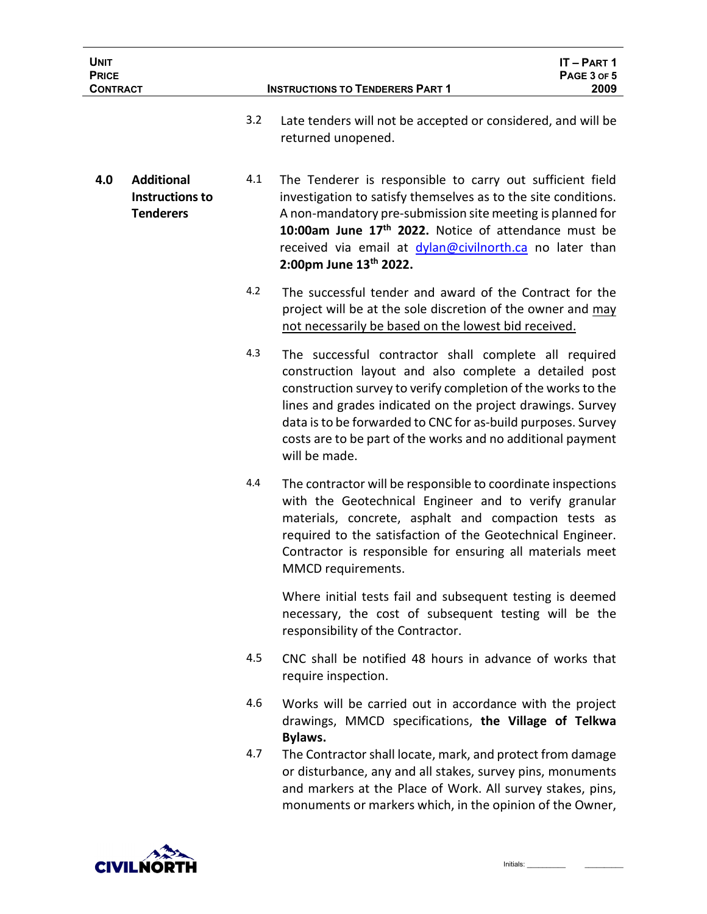3.2 Late tenders will not be accepted or considered, and will be returned unopened.

## 4.0 Additional Instructions to Tenderers

4.1 The Tenderer is responsible to carry out sufficient field investigation to satisfy themselves as to the site conditions. A non-mandatory pre-submission site meeting is planned for **10:00am June 17th 2022.** Notice of attendance must be received via email at dylan@civilnorth.ca no later than **2:00pm June 13th 2022.**

4.2 The successful tender and award of the Contract for the project will be at the sole discretion of the owner and <u>may not necessarily be based on the lowest bid received.</u>

4.3 The successful contractor shall complete all required construction layout and also complete a detailed post construction survey to verify completion of the works to the lines and grades indicated on the project drawings. Survey data is to be forwarded to CNC for as-build purposes. Survey costs are to be part of the works and no additional payment will be made.

4.4 The contractor will be responsible to coordinate inspections with the Geotechnical Engineer and to verify granular materials, concrete, asphalt and compaction tests as required to the satisfaction of the Geotechnical Engineer. Contractor is responsible for ensuring all materials meet MMCD requirements.

Where initial tests fail and subsequent testing is deemed necessary, the cost of subsequent testing will be the responsibility of the Contractor.

4.5 CNC shall be notified 48 hours in advance of works that require inspection.

4.6 Works will be carried out in accordance with the project drawings, MMCD specifications, **the Village of Telkwa Bylaws.**

4.7 The Contractor shall locate, mark, and protect from damage or disturbance, any and all stakes, survey pins, monuments and markers at the Place of Work. All survey stakes, pins, monuments or markers which, in the opinion of the Owner,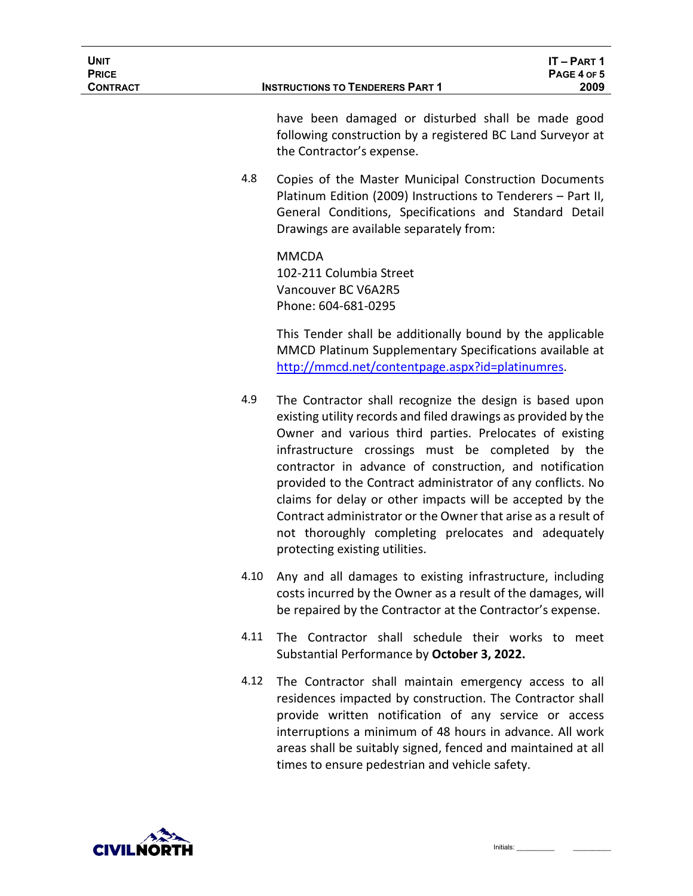have been damaged or disturbed shall be made good following construction by a registered BC Land Surveyor at the Contractor's expense.

4.8 Copies of the Master Municipal Construction Documents Platinum Edition (2009) Instructions to Tenderers – Part II, General Conditions, Specifications and Standard Detail Drawings are available separately from:

MMCDA
102-211 Columbia Street
Vancouver BC V6A2R5
Phone: 604-681-0295

This Tender shall be additionally bound by the applicable MMCD Platinum Supplementary Specifications available at http://mmcd.net/contentpage.aspx?id=platinumres.

4.9 The Contractor shall recognize the design is based upon existing utility records and filed drawings as provided by the Owner and various third parties. Prelocates of existing infrastructure crossings must be completed by the contractor in advance of construction, and notification provided to the Contract administrator of any conflicts. No claims for delay or other impacts will be accepted by the Contract administrator or the Owner that arise as a result of not thoroughly completing prelocates and adequately protecting existing utilities.

4.10 Any and all damages to existing infrastructure, including costs incurred by the Owner as a result of the damages, will be repaired by the Contractor at the Contractor's expense.

4.11 The Contractor shall schedule their works to meet Substantial Performance by **October 3, 2022.**

4.12 The Contractor shall maintain emergency access to all residences impacted by construction. The Contractor shall provide written notification of any service or access interruptions a minimum of 48 hours in advance. All work areas shall be suitably signed, fenced and maintained at all times to ensure pedestrian and vehicle safety.

Initials: _________ _________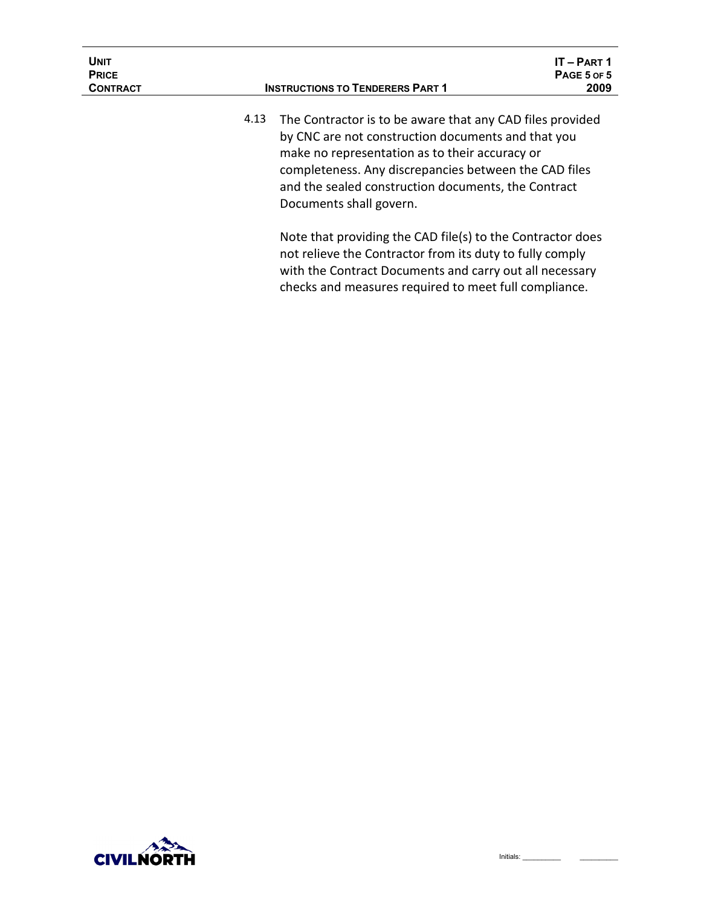4.13 The Contractor is to be aware that any CAD files provided by CNC are not construction documents and that you make no representation as to their accuracy or completeness. Any discrepancies between the CAD files and the sealed construction documents, the Contract Documents shall govern.

Note that providing the CAD file(s) to the Contractor does not relieve the Contractor from its duty to fully comply with the Contract Documents and carry out all necessary checks and measures required to meet full compliance.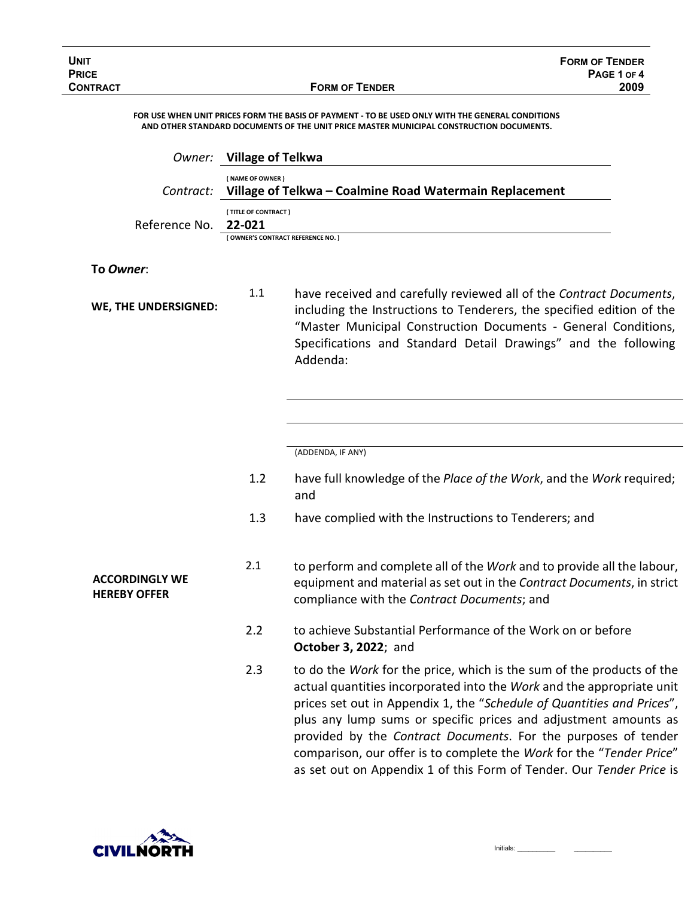FOR USE WHEN UNIT PRICES FORM THE BASIS OF PAYMENT - TO BE USED ONLY WITH THE GENERAL CONDITIONS AND OTHER STANDARD DOCUMENTS OF THE UNIT PRICE MASTER MUNICIPAL CONSTRUCTION DOCUMENTS.

*Owner:* **Village of Telkwa**
( NAME OF OWNER )

*Contract:* **Village of Telkwa – Coalmine Road Watermain Replacement**
( TITLE OF CONTRACT )

Reference No. **22-021**
( OWNER'S CONTRACT REFERENCE NO. )

**To *Owner*:**

**WE, THE UNDERSIGNED:**

1.1 have received and carefully reviewed all of the *Contract Documents*, including the Instructions to Tenderers, the specified edition of the "Master Municipal Construction Documents - General Conditions, Specifications and Standard Detail Drawings" and the following Addenda:

\_\_\_\_\_\_\_\_\_\_\_\_\_\_\_\_\_\_\_\_\_\_\_\_\_\_\_\_\_\_\_\_\_\_\_\_\_\_\_\_

\_\_\_\_\_\_\_\_\_\_\_\_\_\_\_\_\_\_\_\_\_\_\_\_\_\_\_\_\_\_\_\_\_\_\_\_\_\_\_\_

\_\_\_\_\_\_\_\_\_\_\_\_\_\_\_\_\_\_\_\_\_\_\_\_\_\_\_\_\_\_\_\_\_\_\_\_\_\_\_\_
(ADDENDA, IF ANY)

1.2 have full knowledge of the *Place of the Work*, and the *Work* required; and

1.3 have complied with the Instructions to Tenderers; and

**ACCORDINGLY WE HEREBY OFFER**

2.1 to perform and complete all of the *Work* and to provide all the labour, equipment and material as set out in the *Contract Documents*, in strict compliance with the *Contract Documents*; and

2.2 to achieve Substantial Performance of the Work on or before **October 3, 2022**; and

2.3 to do the *Work* for the price, which is the sum of the products of the actual quantities incorporated into the *Work* and the appropriate unit prices set out in Appendix 1, the "*Schedule of Quantities and Prices*", plus any lump sums or specific prices and adjustment amounts as provided by the *Contract Documents*. For the purposes of tender comparison, our offer is to complete the *Work* for the "*Tender Price*" as set out on Appendix 1 of this Form of Tender. Our *Tender Price* is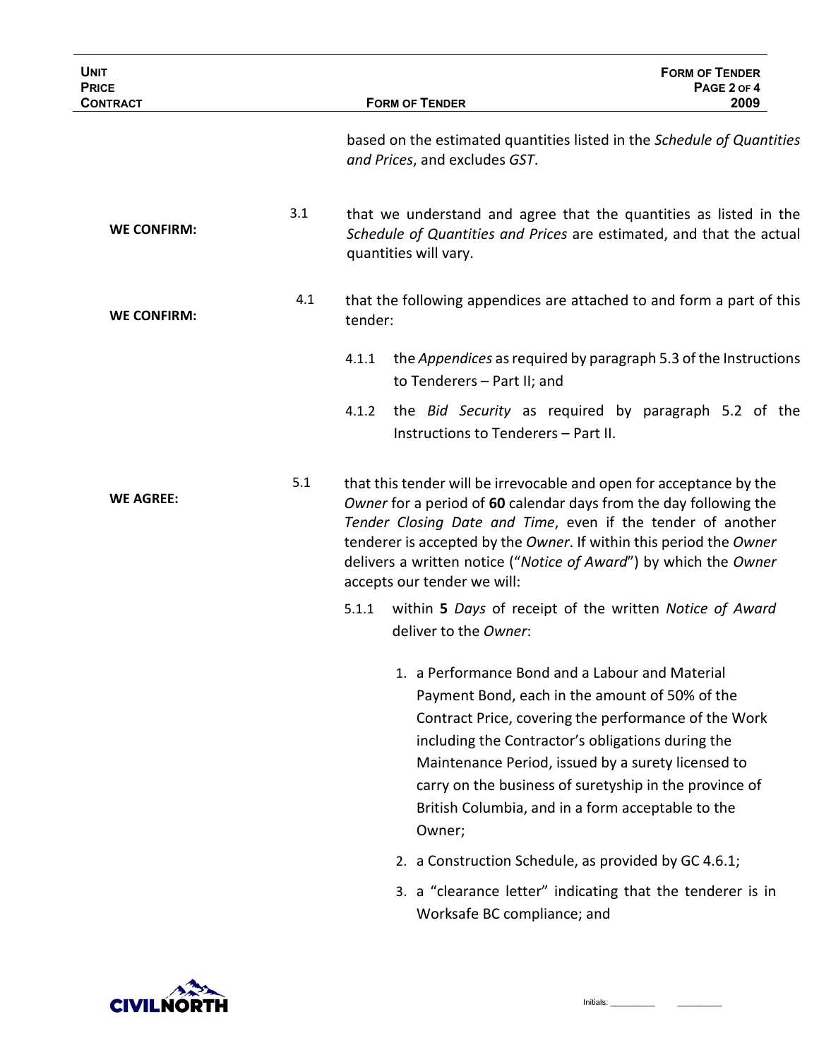based on the estimated quantities listed in the *Schedule of Quantities and Prices*, and excludes *GST*.

**WE CONFIRM:**

3.1 that we understand and agree that the quantities as listed in the *Schedule of Quantities and Prices* are estimated, and that the actual quantities will vary.

**WE CONFIRM:**

4.1 that the following appendices are attached to and form a part of this tender:

4.1.1 the *Appendices* as required by paragraph 5.3 of the Instructions to Tenderers – Part II; and

4.1.2 the *Bid Security* as required by paragraph 5.2 of the Instructions to Tenderers – Part II.

**WE AGREE:**

5.1 that this tender will be irrevocable and open for acceptance by the *Owner* for a period of **60** calendar days from the day following the *Tender Closing Date and Time*, even if the tender of another tenderer is accepted by the *Owner*. If within this period the *Owner* delivers a written notice ("*Notice of Award*") by which the *Owner* accepts our tender we will:

5.1.1 within **5** *Days* of receipt of the written *Notice of Award* deliver to the *Owner*:

1. a Performance Bond and a Labour and Material Payment Bond, each in the amount of 50% of the Contract Price, covering the performance of the Work including the Contractor's obligations during the Maintenance Period, issued by a surety licensed to carry on the business of suretyship in the province of British Columbia, and in a form acceptable to the Owner;
2. a Construction Schedule, as provided by GC 4.6.1;
3. a "clearance letter" indicating that the tenderer is in Worksafe BC compliance; and

Initials: _________ _________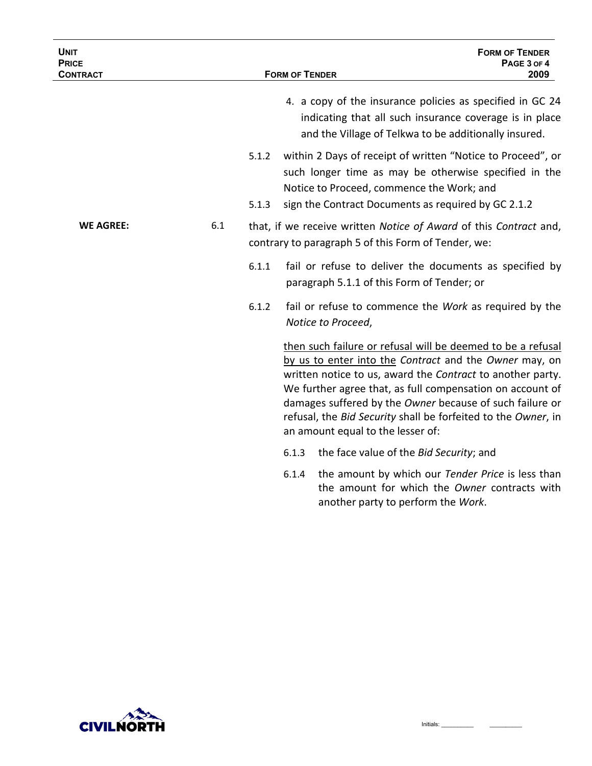4. a copy of the insurance policies as specified in GC 24 indicating that all such insurance coverage is in place and the Village of Telkwa to be additionally insured.

5.1.2 within 2 Days of receipt of written "Notice to Proceed", or such longer time as may be otherwise specified in the Notice to Proceed, commence the Work; and

5.1.3 sign the Contract Documents as required by GC 2.1.2

**WE AGREE:**

6.1 that, if we receive written *Notice of Award* of this *Contract* and, contrary to paragraph 5 of this Form of Tender, we:

6.1.1 fail or refuse to deliver the documents as specified by paragraph 5.1.1 of this Form of Tender; or

6.1.2 fail or refuse to commence the *Work* as required by the *Notice to Proceed*,

then such failure or refusal will be deemed to be a refusal by us to enter into the *Contract* and the *Owner* may, on written notice to us, award the *Contract* to another party. We further agree that, as full compensation on account of damages suffered by the *Owner* because of such failure or refusal, the *Bid Security* shall be forfeited to the *Owner*, in an amount equal to the lesser of:

6.1.3 the face value of the *Bid Security*; and

6.1.4 the amount by which our *Tender Price* is less than the amount for which the *Owner* contracts with another party to perform the *Work*.

Initials: _________ _________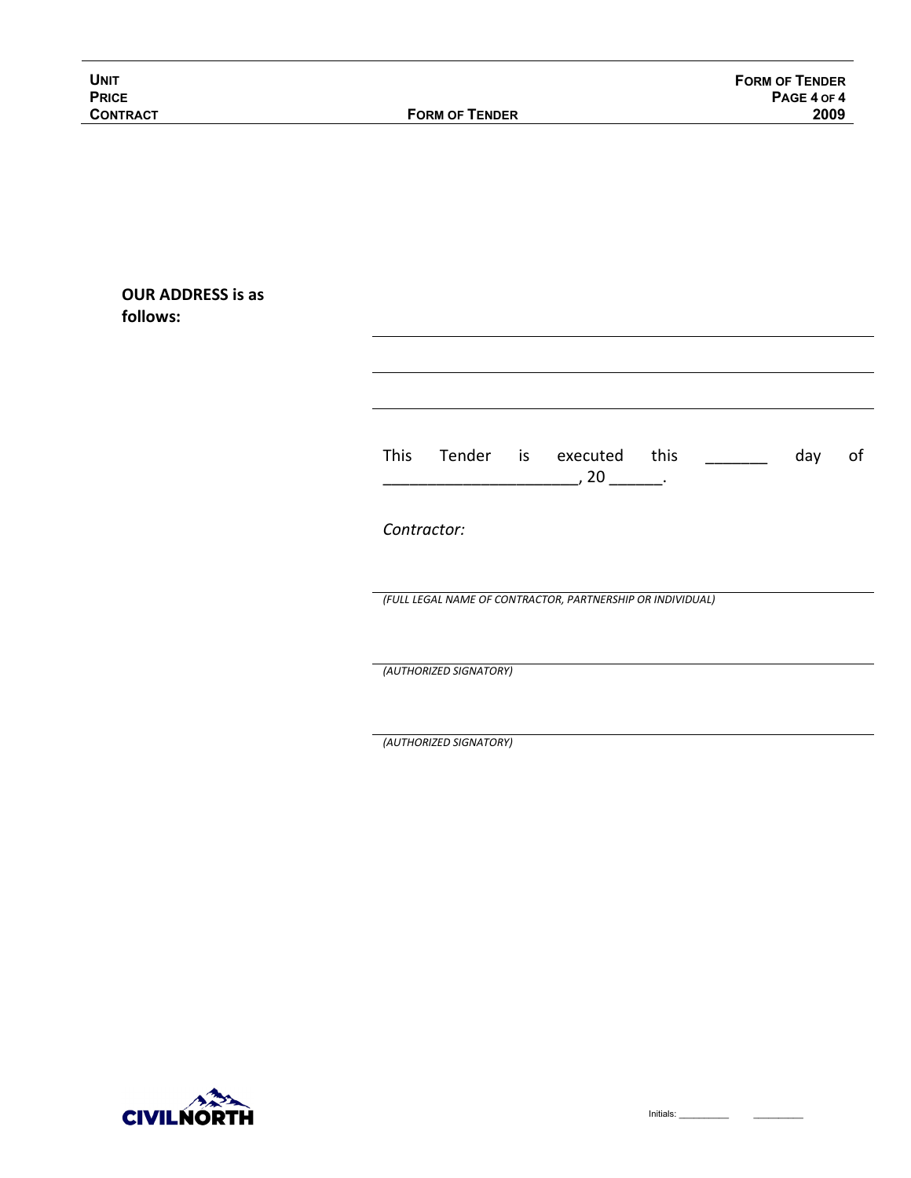**OUR ADDRESS is as follows:**

\_\_\_\_\_\_\_\_\_\_\_\_\_\_\_\_\_\_\_\_\_\_\_\_\_\_\_\_\_\_\_\_\_\_\_\_\_\_\_\_

\_\_\_\_\_\_\_\_\_\_\_\_\_\_\_\_\_\_\_\_\_\_\_\_\_\_\_\_\_\_\_\_\_\_\_\_\_\_\_\_

\_\_\_\_\_\_\_\_\_\_\_\_\_\_\_\_\_\_\_\_\_\_\_\_\_\_\_\_\_\_\_\_\_\_\_\_\_\_\_\_

This Tender is executed this _______ day of _____________________, 20 ______.

*Contractor:*

\_\_\_\_\_\_\_\_\_\_\_\_\_\_\_\_\_\_\_\_\_\_\_\_\_\_\_\_\_\_\_\_\_\_\_\_\_\_\_\_

*(FULL LEGAL NAME OF CONTRACTOR, PARTNERSHIP OR INDIVIDUAL)*

\_\_\_\_\_\_\_\_\_\_\_\_\_\_\_\_\_\_\_\_\_\_\_\_\_\_\_\_\_\_\_\_\_\_\_\_\_\_\_\_

*(AUTHORIZED SIGNATORY)*

\_\_\_\_\_\_\_\_\_\_\_\_\_\_\_\_\_\_\_\_\_\_\_\_\_\_\_\_\_\_\_\_\_\_\_\_\_\_\_\_

*(AUTHORIZED SIGNATORY)*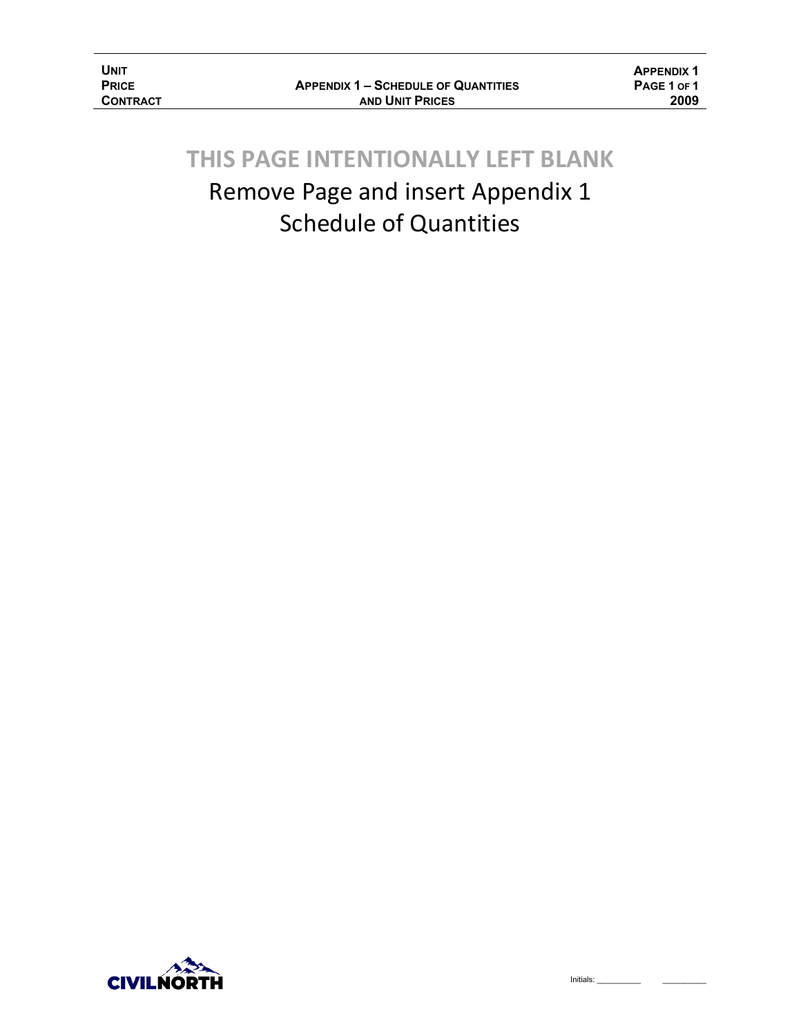THIS PAGE INTENTIONALLY LEFT BLANK

Remove Page and insert Appendix 1

Schedule of Quantities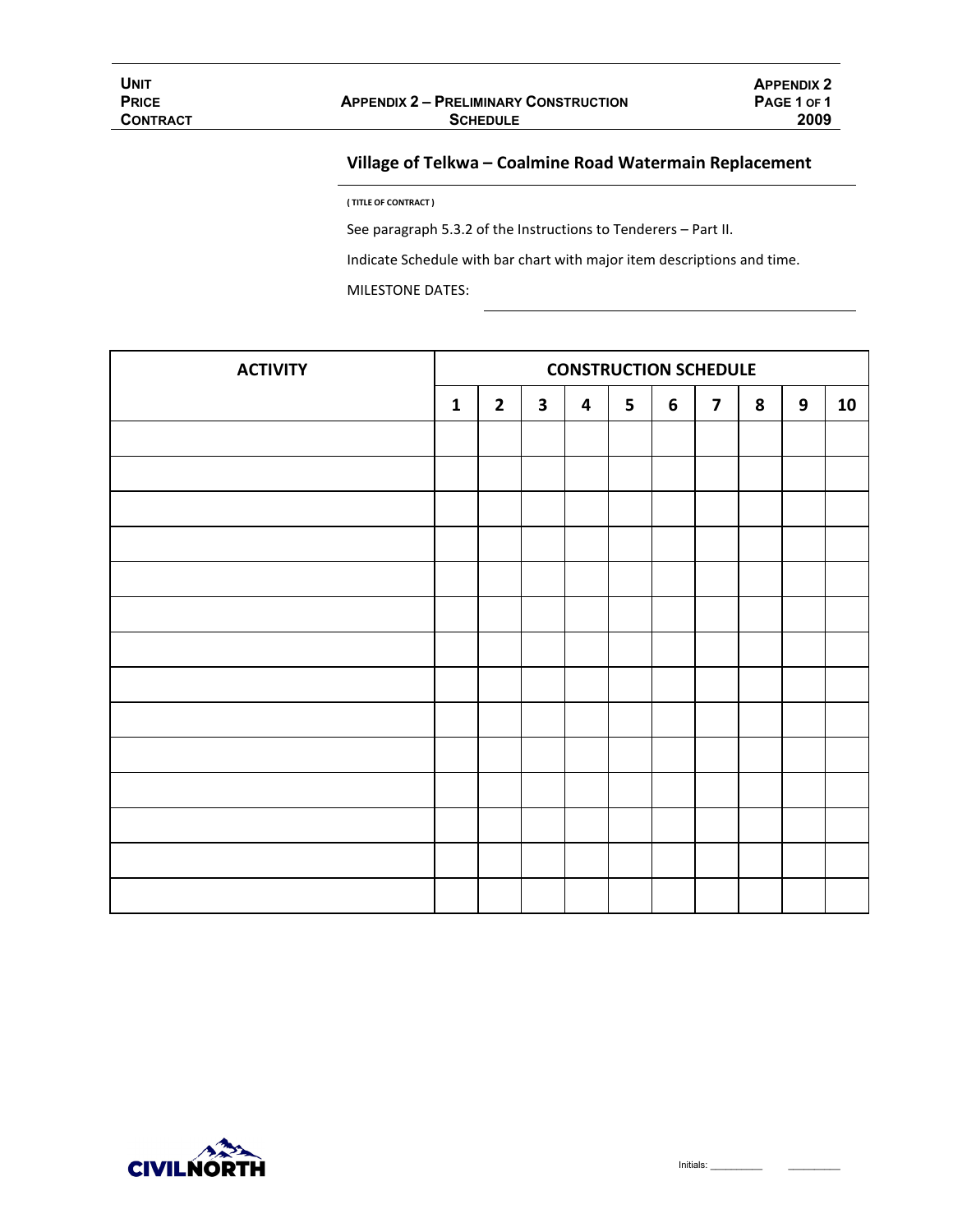## Village of Telkwa – Coalmine Road Watermain Replacement

( TITLE OF CONTRACT )

See paragraph 5.3.2 of the Instructions to Tenderers – Part II.

Indicate Schedule with bar chart with major item descriptions and time.

MILESTONE DATES: \_\_\_\_\_\_\_\_\_\_\_\_\_\_\_\_\_\_\_\_\_\_\_\_\_\_\_\_\_\_\_\_\_\_\_\_

| ACTIVITY | CONSTRUCTION SCHEDULE | | | | | | | | | |
|---|---|---|---|---|---|---|---|---|---|---|
| | 1 | 2 | 3 | 4 | 5 | 6 | 7 | 8 | 9 | 10 |
| | | | | | | | | | | |
| | | | | | | | | | | |
| | | | | | | | | | | |
| | | | | | | | | | | |
| | | | | | | | | | | |
| | | | | | | | | | | |
| | | | | | | | | | | |
| | | | | | | | | | | |
| | | | | | | | | | | |
| | | | | | | | | | | |
| | | | | | | | | | | |
| | | | | | | | | | | |
| | | | | | | | | | | |
| | | | | | | | | | | |

Initials: \_\_\_\_\_\_\_\_\_\_ \_\_\_\_\_\_\_\_\_\_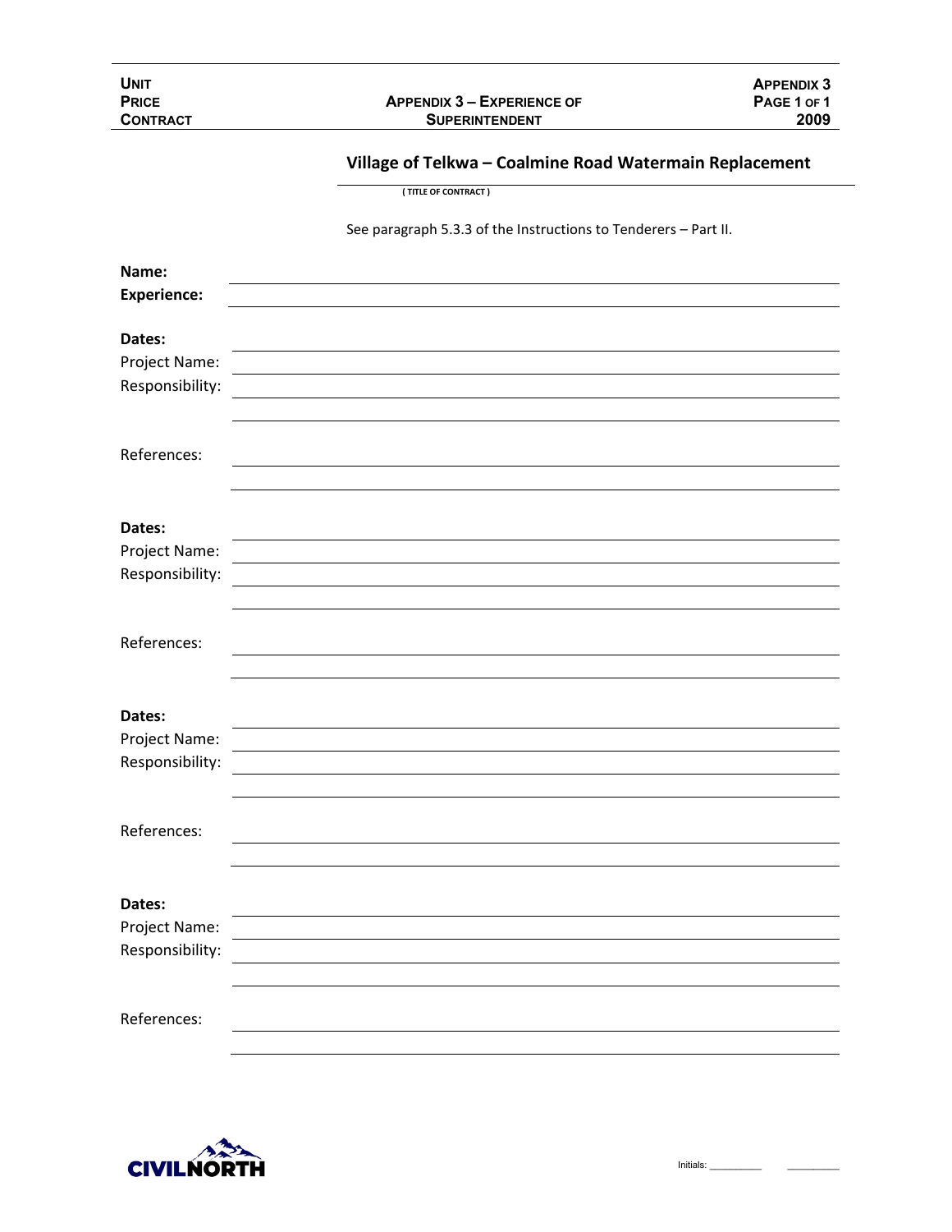# Village of Telkwa – Coalmine Road Watermain Replacement

( TITLE OF CONTRACT )

See paragraph 5.3.3 of the Instructions to Tenderers – Part II.

**Name:** \_\_\_\_\_\_\_\_\_\_\_\_\_\_\_\_\_\_\_\_\_\_\_\_\_\_\_\_\_\_\_\_\_\_\_\_\_\_\_\_

**Experience:** \_\_\_\_\_\_\_\_\_\_\_\_\_\_\_\_\_\_\_\_\_\_\_\_\_\_\_\_\_\_\_\_\_\_\_\_\_\_\_\_

**Dates:** \_\_\_\_\_\_\_\_\_\_\_\_\_\_\_\_\_\_\_\_\_\_\_\_\_\_\_\_\_\_\_\_\_\_\_\_\_\_\_\_

Project Name: \_\_\_\_\_\_\_\_\_\_\_\_\_\_\_\_\_\_\_\_\_\_\_\_\_\_\_\_\_\_\_\_\_\_\_\_\_\_\_\_

Responsibility: \_\_\_\_\_\_\_\_\_\_\_\_\_\_\_\_\_\_\_\_\_\_\_\_\_\_\_\_\_\_\_\_\_\_\_\_\_\_\_\_

\_\_\_\_\_\_\_\_\_\_\_\_\_\_\_\_\_\_\_\_\_\_\_\_\_\_\_\_\_\_\_\_\_\_\_\_\_\_\_\_

References: \_\_\_\_\_\_\_\_\_\_\_\_\_\_\_\_\_\_\_\_\_\_\_\_\_\_\_\_\_\_\_\_\_\_\_\_\_\_\_\_

\_\_\_\_\_\_\_\_\_\_\_\_\_\_\_\_\_\_\_\_\_\_\_\_\_\_\_\_\_\_\_\_\_\_\_\_\_\_\_\_

**Dates:** \_\_\_\_\_\_\_\_\_\_\_\_\_\_\_\_\_\_\_\_\_\_\_\_\_\_\_\_\_\_\_\_\_\_\_\_\_\_\_\_

Project Name: \_\_\_\_\_\_\_\_\_\_\_\_\_\_\_\_\_\_\_\_\_\_\_\_\_\_\_\_\_\_\_\_\_\_\_\_\_\_\_\_

Responsibility: \_\_\_\_\_\_\_\_\_\_\_\_\_\_\_\_\_\_\_\_\_\_\_\_\_\_\_\_\_\_\_\_\_\_\_\_\_\_\_\_

\_\_\_\_\_\_\_\_\_\_\_\_\_\_\_\_\_\_\_\_\_\_\_\_\_\_\_\_\_\_\_\_\_\_\_\_\_\_\_\_

References: \_\_\_\_\_\_\_\_\_\_\_\_\_\_\_\_\_\_\_\_\_\_\_\_\_\_\_\_\_\_\_\_\_\_\_\_\_\_\_\_

\_\_\_\_\_\_\_\_\_\_\_\_\_\_\_\_\_\_\_\_\_\_\_\_\_\_\_\_\_\_\_\_\_\_\_\_\_\_\_\_

**Dates:** \_\_\_\_\_\_\_\_\_\_\_\_\_\_\_\_\_\_\_\_\_\_\_\_\_\_\_\_\_\_\_\_\_\_\_\_\_\_\_\_

Project Name: \_\_\_\_\_\_\_\_\_\_\_\_\_\_\_\_\_\_\_\_\_\_\_\_\_\_\_\_\_\_\_\_\_\_\_\_\_\_\_\_

Responsibility: \_\_\_\_\_\_\_\_\_\_\_\_\_\_\_\_\_\_\_\_\_\_\_\_\_\_\_\_\_\_\_\_\_\_\_\_\_\_\_\_

\_\_\_\_\_\_\_\_\_\_\_\_\_\_\_\_\_\_\_\_\_\_\_\_\_\_\_\_\_\_\_\_\_\_\_\_\_\_\_\_

References: \_\_\_\_\_\_\_\_\_\_\_\_\_\_\_\_\_\_\_\_\_\_\_\_\_\_\_\_\_\_\_\_\_\_\_\_\_\_\_\_

\_\_\_\_\_\_\_\_\_\_\_\_\_\_\_\_\_\_\_\_\_\_\_\_\_\_\_\_\_\_\_\_\_\_\_\_\_\_\_\_

**Dates:** \_\_\_\_\_\_\_\_\_\_\_\_\_\_\_\_\_\_\_\_\_\_\_\_\_\_\_\_\_\_\_\_\_\_\_\_\_\_\_\_

Project Name: \_\_\_\_\_\_\_\_\_\_\_\_\_\_\_\_\_\_\_\_\_\_\_\_\_\_\_\_\_\_\_\_\_\_\_\_\_\_\_\_

Responsibility: \_\_\_\_\_\_\_\_\_\_\_\_\_\_\_\_\_\_\_\_\_\_\_\_\_\_\_\_\_\_\_\_\_\_\_\_\_\_\_\_

\_\_\_\_\_\_\_\_\_\_\_\_\_\_\_\_\_\_\_\_\_\_\_\_\_\_\_\_\_\_\_\_\_\_\_\_\_\_\_\_

References: \_\_\_\_\_\_\_\_\_\_\_\_\_\_\_\_\_\_\_\_\_\_\_\_\_\_\_\_\_\_\_\_\_\_\_\_\_\_\_\_

\_\_\_\_\_\_\_\_\_\_\_\_\_\_\_\_\_\_\_\_\_\_\_\_\_\_\_\_\_\_\_\_\_\_\_\_\_\_\_\_

Initials: \_\_\_\_\_\_\_\_\_\_ \_\_\_\_\_\_\_\_\_\_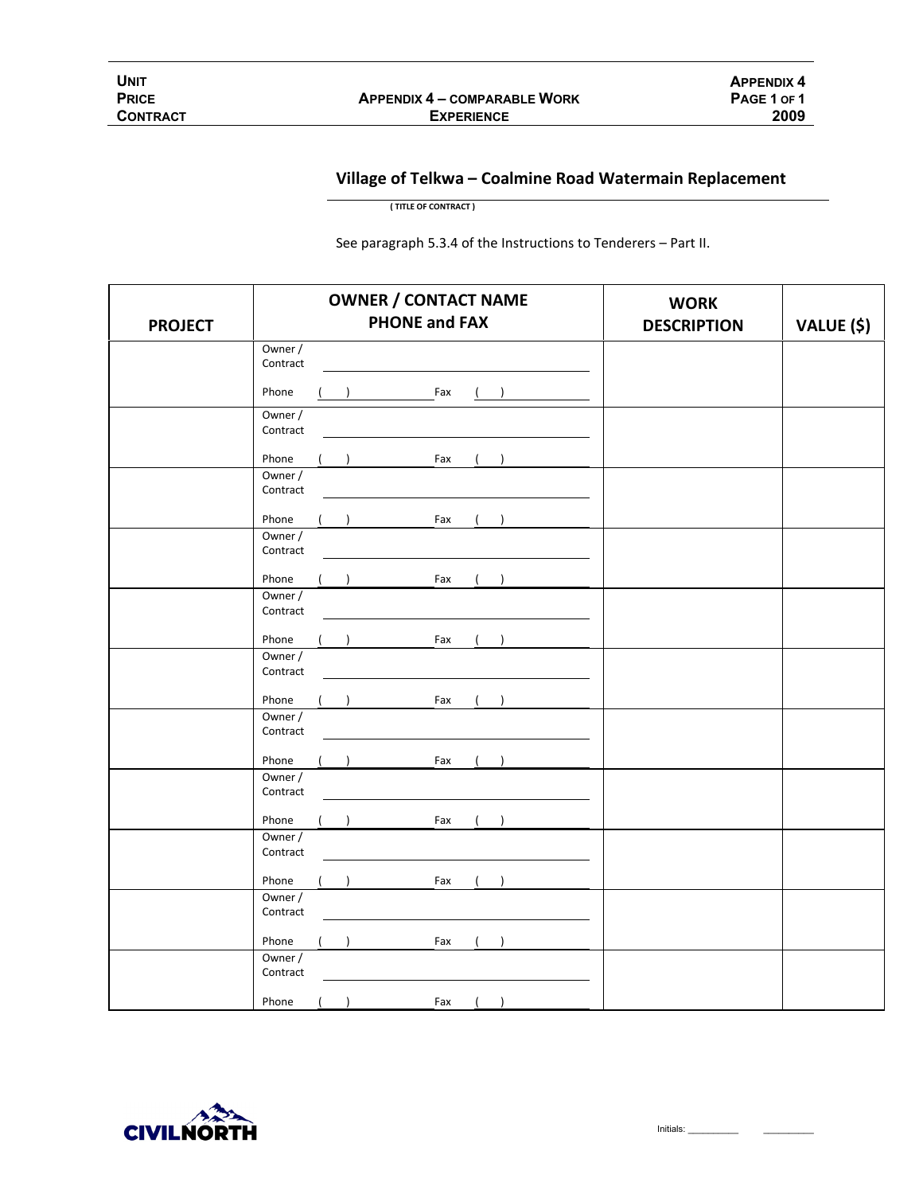# Village of Telkwa – Coalmine Road Watermain Replacement

( TITLE OF CONTRACT )

See paragraph 5.3.4 of the Instructions to Tenderers – Part II.

| PROJECT | OWNER / CONTACT NAME PHONE and FAX | WORK DESCRIPTION | VALUE ($) |
|---|---|---|---|
| | Owner / Contract ______ Phone ( ) ______ Fax ( ) ______ | | |
| | Owner / Contract ______ Phone ( ) ______ Fax ( ) ______ | | |
| | Owner / Contract ______ Phone ( ) ______ Fax ( ) ______ | | |
| | Owner / Contract ______ Phone ( ) ______ Fax ( ) ______ | | |
| | Owner / Contract ______ Phone ( ) ______ Fax ( ) ______ | | |
| | Owner / Contract ______ Phone ( ) ______ Fax ( ) ______ | | |
| | Owner / Contract ______ Phone ( ) ______ Fax ( ) ______ | | |
| | Owner / Contract ______ Phone ( ) ______ Fax ( ) ______ | | |
| | Owner / Contract ______ Phone ( ) ______ Fax ( ) ______ | | |
| | Owner / Contract ______ Phone ( ) ______ Fax ( ) ______ | | |
| | Owner / Contract ______ Phone ( ) ______ Fax ( ) ______ | | |

Initials: __________ __________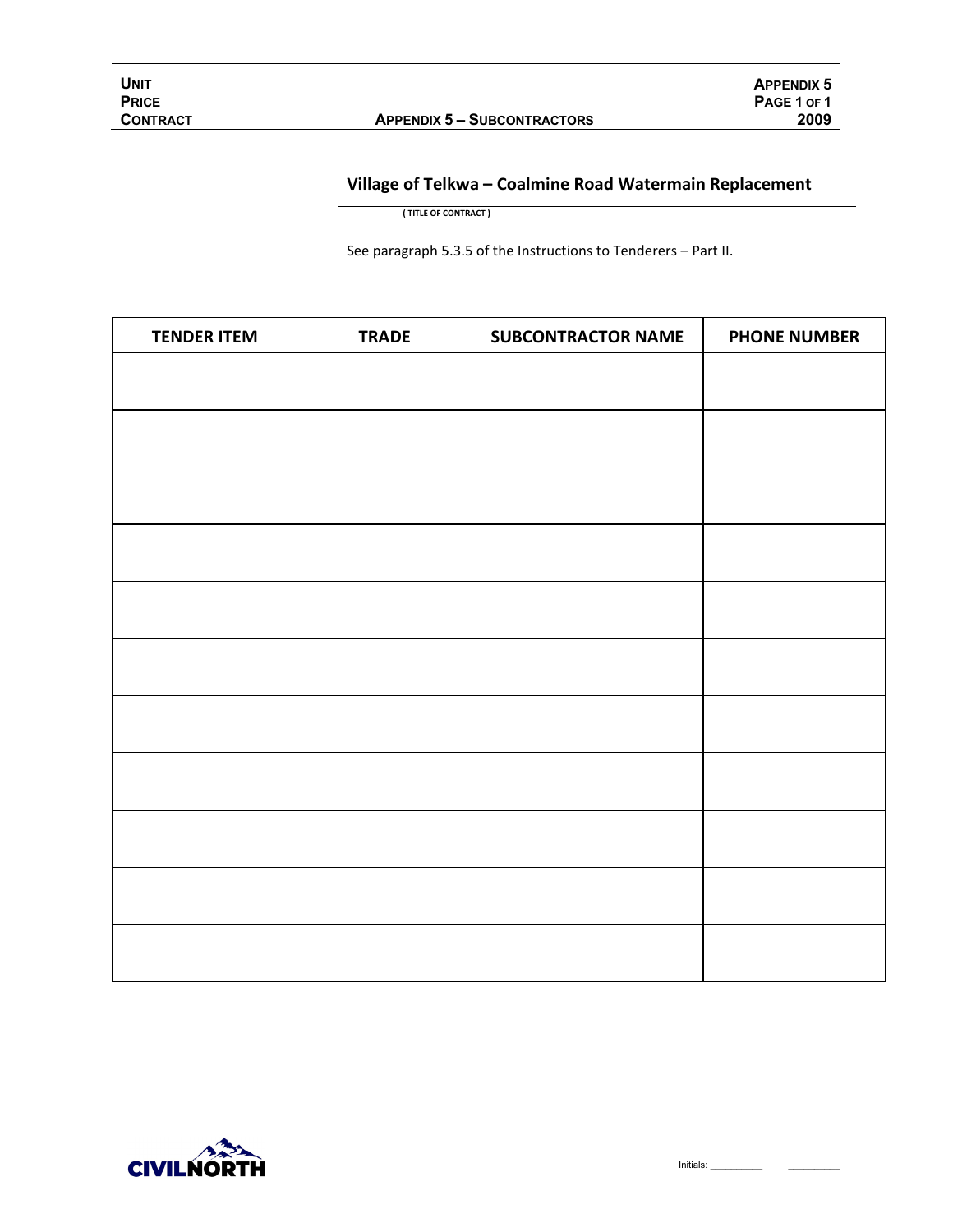## Appendix 5 – Subcontractors

**Village of Telkwa – Coalmine Road Watermain Replacement**

( TITLE OF CONTRACT )

See paragraph 5.3.5 of the Instructions to Tenderers – Part II.

| TENDER ITEM | TRADE | SUBCONTRACTOR NAME | PHONE NUMBER |
|---|---|---|---|
| | | | |
| | | | |
| | | | |
| | | | |
| | | | |
| | | | |
| | | | |
| | | | |
| | | | |
| | | | |
| | | | |

Initials: __________ __________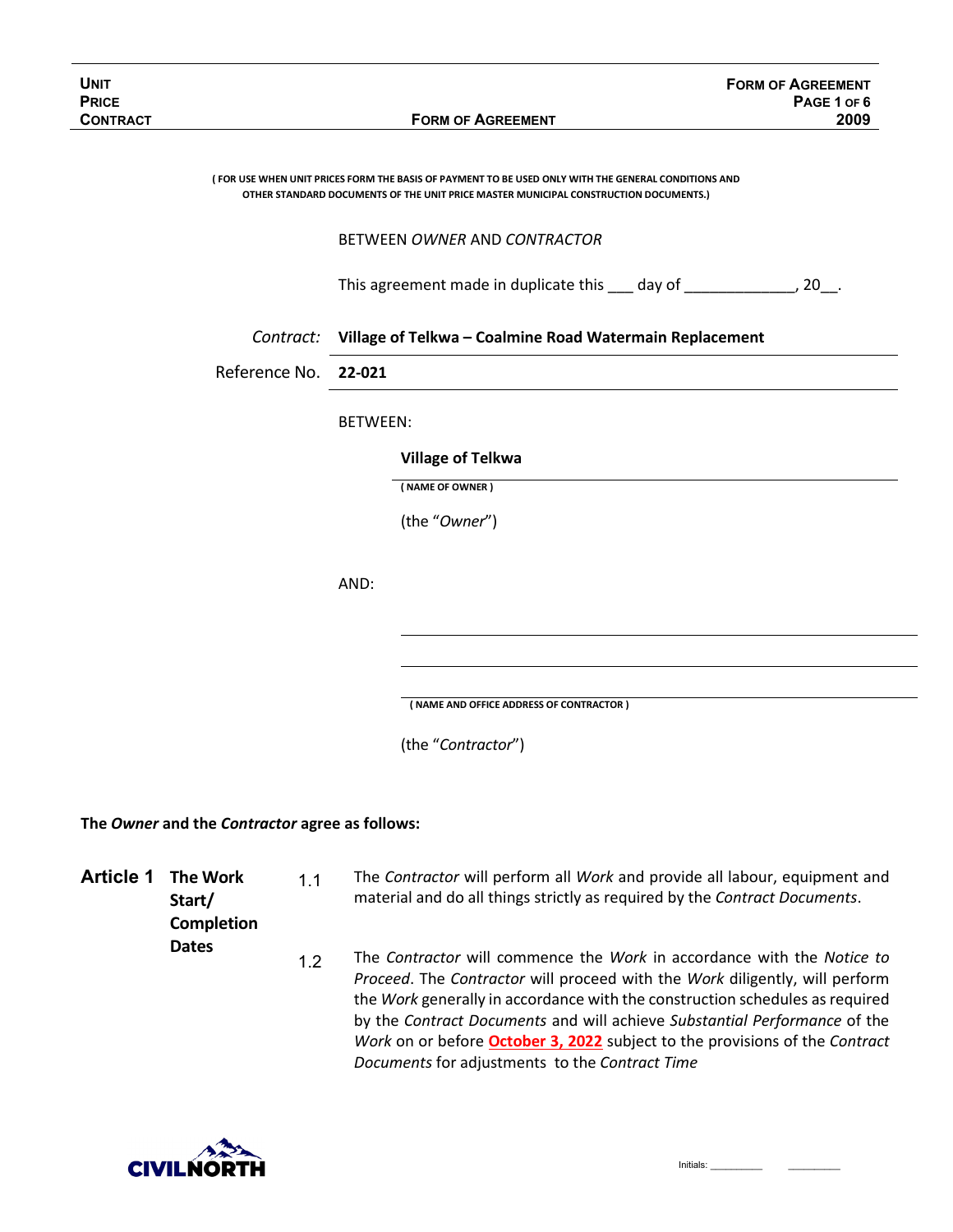# FORM OF AGREEMENT

( FOR USE WHEN UNIT PRICES FORM THE BASIS OF PAYMENT TO BE USED ONLY WITH THE GENERAL CONDITIONS AND OTHER STANDARD DOCUMENTS OF THE UNIT PRICE MASTER MUNICIPAL CONSTRUCTION DOCUMENTS.)

BETWEEN *OWNER* AND *CONTRACTOR*

This agreement made in duplicate this ___ day of _____________, 20__.

*Contract:* **Village of Telkwa – Coalmine Road Watermain Replacement**

Reference No. **22-021**

BETWEEN:

**Village of Telkwa**

( NAME OF OWNER )

(the "*Owner*")

AND:

______________________________

______________________________

______________________________

( NAME AND OFFICE ADDRESS OF CONTRACTOR )

(the "*Contractor*")

**The *Owner* and the *Contractor* agree as follows:**

## Article 1 The Work Start/ Completion Dates

1.1 The *Contractor* will perform all *Work* and provide all labour, equipment and material and do all things strictly as required by the *Contract Documents*.

1.2 The *Contractor* will commence the *Work* in accordance with the *Notice to Proceed*. The *Contractor* will proceed with the *Work* diligently, will perform the *Work* generally in accordance with the construction schedules as required by the *Contract Documents* and will achieve *Substantial Performance* of the *Work* on or before **October 3, 2022** subject to the provisions of the *Contract Documents* for adjustments to the *Contract Time*

Initials: _________ _________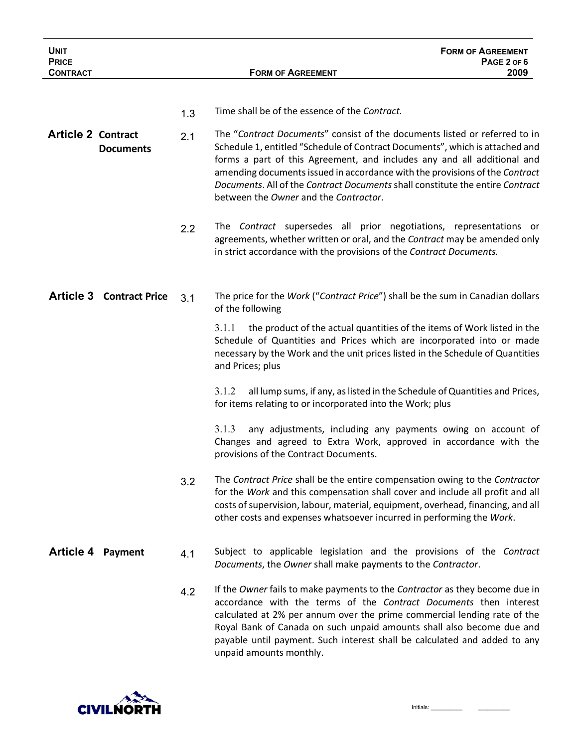1.3 Time shall be of the essence of the *Contract.*

## Article 2 Contract Documents

2.1 The "*Contract Documents*" consist of the documents listed or referred to in Schedule 1, entitled "Schedule of Contract Documents", which is attached and forms a part of this Agreement, and includes any and all additional and amending documents issued in accordance with the provisions of the *Contract Documents*. All of the *Contract Documents* shall constitute the entire *Contract* between the *Owner* and the *Contractor*.

2.2 The *Contract* supersedes all prior negotiations, representations or agreements, whether written or oral, and the *Contract* may be amended only in strict accordance with the provisions of the *Contract Documents.*

## Article 3 Contract Price

3.1 The price for the *Work* ("*Contract Price*") shall be the sum in Canadian dollars of the following

3.1.1 the product of the actual quantities of the items of Work listed in the Schedule of Quantities and Prices which are incorporated into or made necessary by the Work and the unit prices listed in the Schedule of Quantities and Prices; plus

3.1.2 all lump sums, if any, as listed in the Schedule of Quantities and Prices, for items relating to or incorporated into the Work; plus

3.1.3 any adjustments, including any payments owing on account of Changes and agreed to Extra Work, approved in accordance with the provisions of the Contract Documents.

3.2 The *Contract Price* shall be the entire compensation owing to the *Contractor* for the *Work* and this compensation shall cover and include all profit and all costs of supervision, labour, material, equipment, overhead, financing, and all other costs and expenses whatsoever incurred in performing the *Work*.

## Article 4 Payment

4.1 Subject to applicable legislation and the provisions of the *Contract Documents*, the *Owner* shall make payments to the *Contractor*.

4.2 If the *Owner* fails to make payments to the *Contractor* as they become due in accordance with the terms of the *Contract Documents* then interest calculated at 2% per annum over the prime commercial lending rate of the Royal Bank of Canada on such unpaid amounts shall also become due and payable until payment. Such interest shall be calculated and added to any unpaid amounts monthly.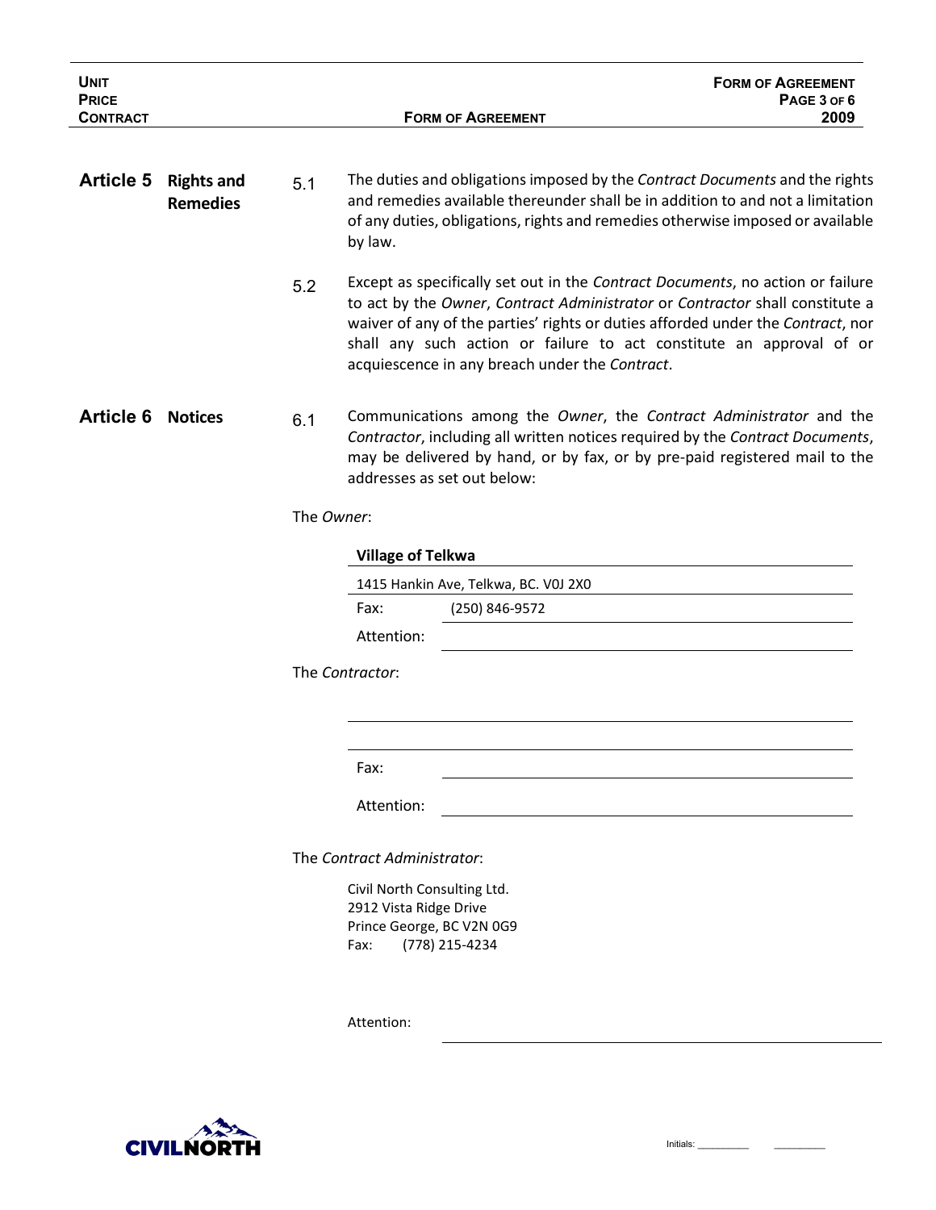## Article 5 Rights and Remedies

5.1 The duties and obligations imposed by the *Contract Documents* and the rights and remedies available thereunder shall be in addition to and not a limitation of any duties, obligations, rights and remedies otherwise imposed or available by law.

5.2 Except as specifically set out in the *Contract Documents*, no action or failure to act by the *Owner*, *Contract Administrator* or *Contractor* shall constitute a waiver of any of the parties' rights or duties afforded under the *Contract*, nor shall any such action or failure to act constitute an approval of or acquiescence in any breach under the *Contract*.

## Article 6 Notices

6.1 Communications among the *Owner*, the *Contract Administrator* and the *Contractor*, including all written notices required by the *Contract Documents*, may be delivered by hand, or by fax, or by pre-paid registered mail to the addresses as set out below:

The *Owner*:

**Village of Telkwa**

1415 Hankin Ave, Telkwa, BC. V0J 2X0

Fax: (250) 846-9572

Attention: ______________________

The *Contractor*:

______________________

______________________

Fax: ______________________

Attention: ______________________

The *Contract Administrator*:

Civil North Consulting Ltd.
2912 Vista Ridge Drive
Prince George, BC V2N 0G9
Fax: (778) 215-4234

Attention: ______________________

Initials: _________ _________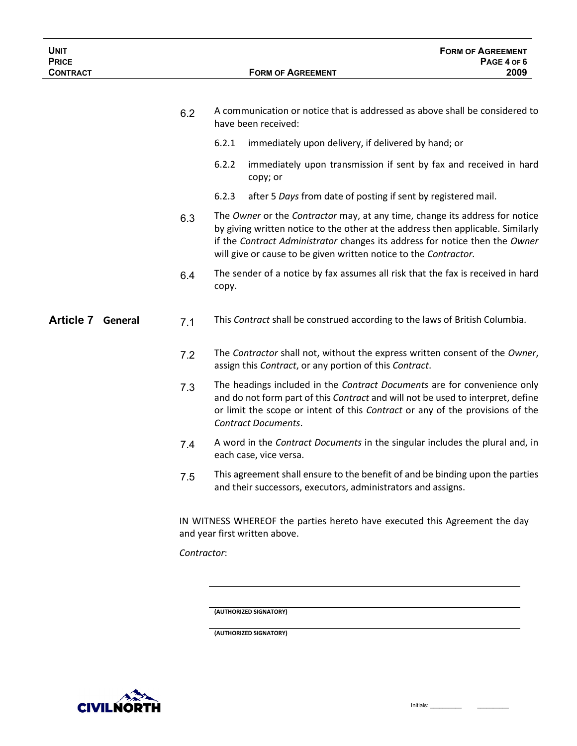6.2 A communication or notice that is addressed as above shall be considered to have been received:

6.2.1 immediately upon delivery, if delivered by hand; or

6.2.2 immediately upon transmission if sent by fax and received in hard copy; or

6.2.3 after 5 *Days* from date of posting if sent by registered mail.

6.3 The *Owner* or the *Contractor* may, at any time, change its address for notice by giving written notice to the other at the address then applicable. Similarly if the *Contract Administrator* changes its address for notice then the *Owner* will give or cause to be given written notice to the *Contractor.*

6.4 The sender of a notice by fax assumes all risk that the fax is received in hard copy.

## Article 7 General

7.1 This *Contract* shall be construed according to the laws of British Columbia.

7.2 The *Contractor* shall not, without the express written consent of the *Owner*, assign this *Contract*, or any portion of this *Contract*.

7.3 The headings included in the *Contract Documents* are for convenience only and do not form part of this *Contract* and will not be used to interpret, define or limit the scope or intent of this *Contract* or any of the provisions of the *Contract Documents*.

7.4 A word in the *Contract Documents* in the singular includes the plural and, in each case, vice versa.

7.5 This agreement shall ensure to the benefit of and be binding upon the parties and their successors, executors, administrators and assigns.

IN WITNESS WHEREOF the parties hereto have executed this Agreement the day and year first written above.

*Contractor*:

\_\_\_\_\_\_\_\_\_\_\_\_\_\_\_\_\_\_\_\_\_\_\_\_\_\_\_\_\_\_\_\_\_\_\_\_\_\_\_\_

\_\_\_\_\_\_\_\_\_\_\_\_\_\_\_\_\_\_\_\_\_\_\_\_\_\_\_\_\_\_\_\_\_\_\_\_\_\_\_\_

**(AUTHORIZED SIGNATORY)**

\_\_\_\_\_\_\_\_\_\_\_\_\_\_\_\_\_\_\_\_\_\_\_\_\_\_\_\_\_\_\_\_\_\_\_\_\_\_\_\_

**(AUTHORIZED SIGNATORY)**

Initials: \_\_\_\_\_\_\_\_\_ \_\_\_\_\_\_\_\_\_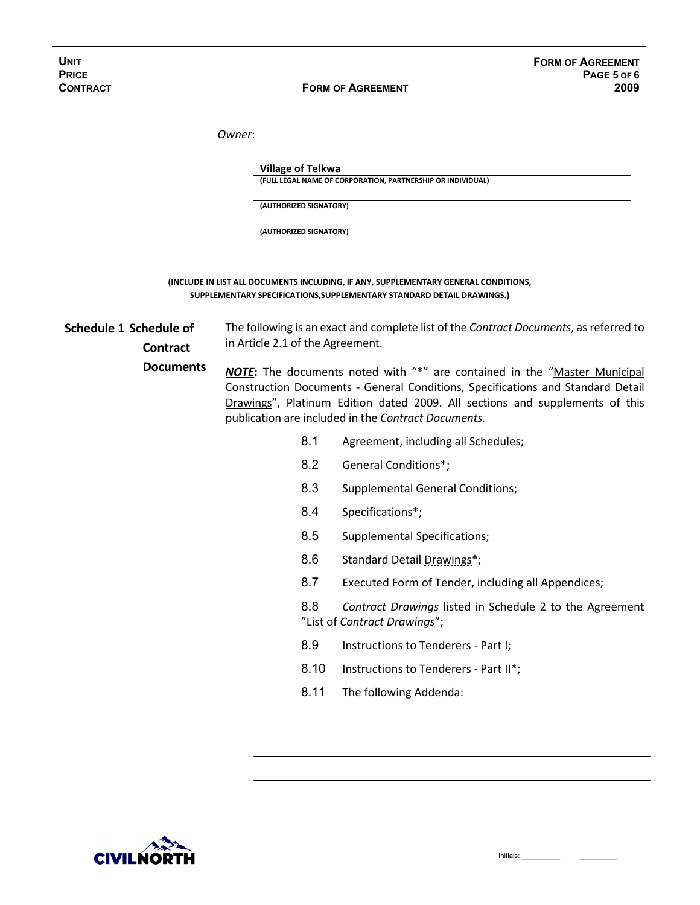*Owner*:

**Village of Telkwa**
**(FULL LEGAL NAME OF CORPORATION, PARTNERSHIP OR INDIVIDUAL)**

**(AUTHORIZED SIGNATORY)**

**(AUTHORIZED SIGNATORY)**

**(INCLUDE IN LIST ALL DOCUMENTS INCLUDING, IF ANY, SUPPLEMENTARY GENERAL CONDITIONS, SUPPLEMENTARY SPECIFICATIONS,SUPPLEMENTARY STANDARD DETAIL DRAWINGS.)**

## Schedule 1 Schedule of Contract Documents

The following is an exact and complete list of the *Contract Documents*, as referred to in Article 2.1 of the Agreement.

***NOTE*****:** The documents noted with "*" are contained in the "Master Municipal Construction Documents - General Conditions, Specifications and Standard Detail Drawings", Platinum Edition dated 2009. All sections and supplements of this publication are included in the *Contract Documents.*

8.1 Agreement, including all Schedules;

8.2 General Conditions*;

8.3 Supplemental General Conditions;

8.4 Specifications*;

8.5 Supplemental Specifications;

8.6 Standard Detail Drawings*;

8.7 Executed Form of Tender, including all Appendices;

8.8 *Contract Drawings* listed in Schedule 2 to the Agreement "List of *Contract Drawings*";

8.9 Instructions to Tenderers - Part I;

8.10 Instructions to Tenderers - Part II*;

8.11 The following Addenda:

Initials: _________ _________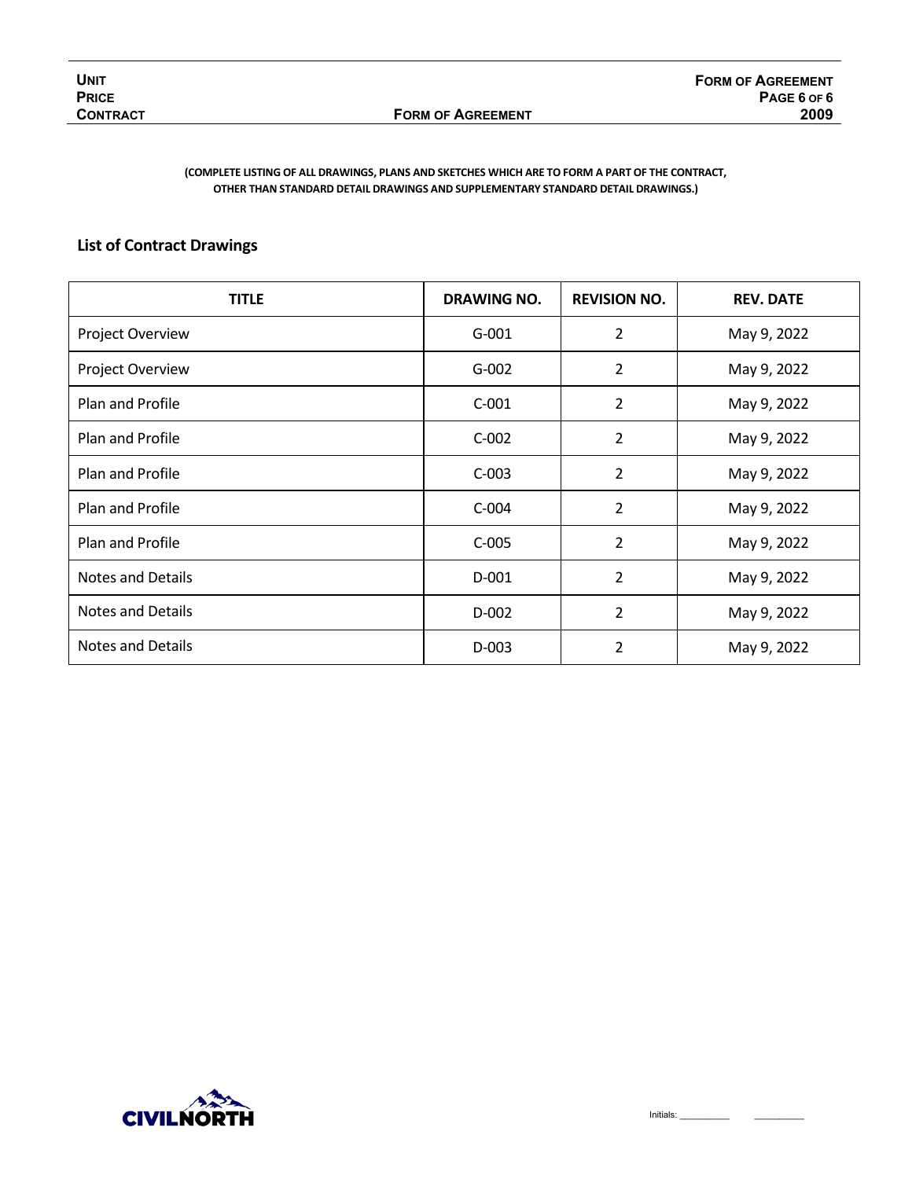**(COMPLETE LISTING OF ALL DRAWINGS, PLANS AND SKETCHES WHICH ARE TO FORM A PART OF THE CONTRACT, OTHER THAN STANDARD DETAIL DRAWINGS AND SUPPLEMENTARY STANDARD DETAIL DRAWINGS.)**

## List of Contract Drawings

| TITLE | DRAWING NO. | REVISION NO. | REV. DATE |
|---|---|---|---|
| Project Overview | G-001 | 2 | May 9, 2022 |
| Project Overview | G-002 | 2 | May 9, 2022 |
| Plan and Profile | C-001 | 2 | May 9, 2022 |
| Plan and Profile | C-002 | 2 | May 9, 2022 |
| Plan and Profile | C-003 | 2 | May 9, 2022 |
| Plan and Profile | C-004 | 2 | May 9, 2022 |
| Plan and Profile | C-005 | 2 | May 9, 2022 |
| Notes and Details | D-001 | 2 | May 9, 2022 |
| Notes and Details | D-002 | 2 | May 9, 2022 |
| Notes and Details | D-003 | 2 | May 9, 2022 |

Initials: __________ __________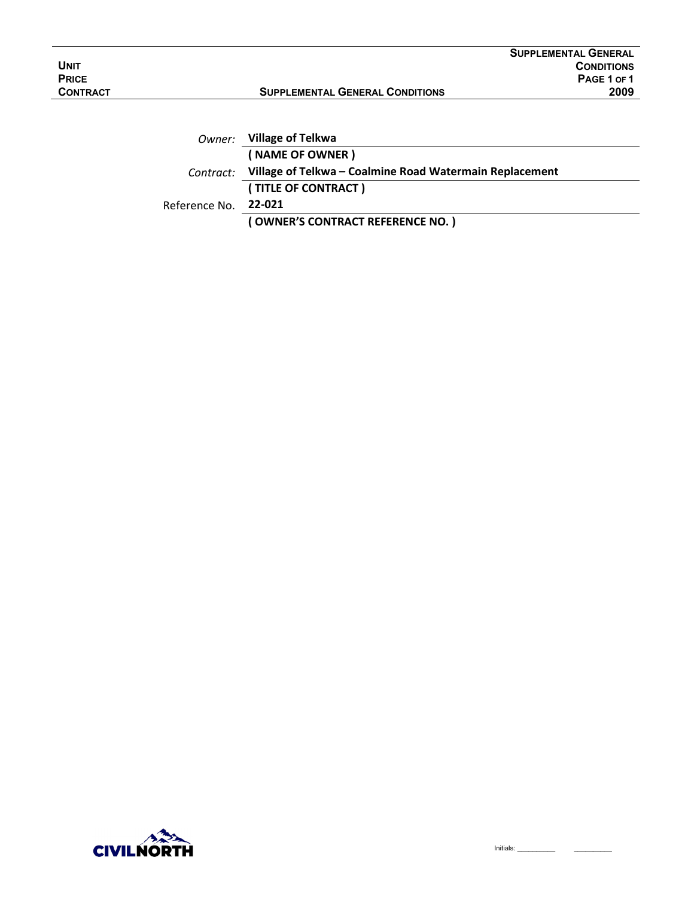*Owner:* **Village of Telkwa**

**( NAME OF OWNER )**

*Contract:* **Village of Telkwa – Coalmine Road Watermain Replacement**

**( TITLE OF CONTRACT )**

Reference No. **22-021**

**( OWNER'S CONTRACT REFERENCE NO. )**

Initials: _________ _________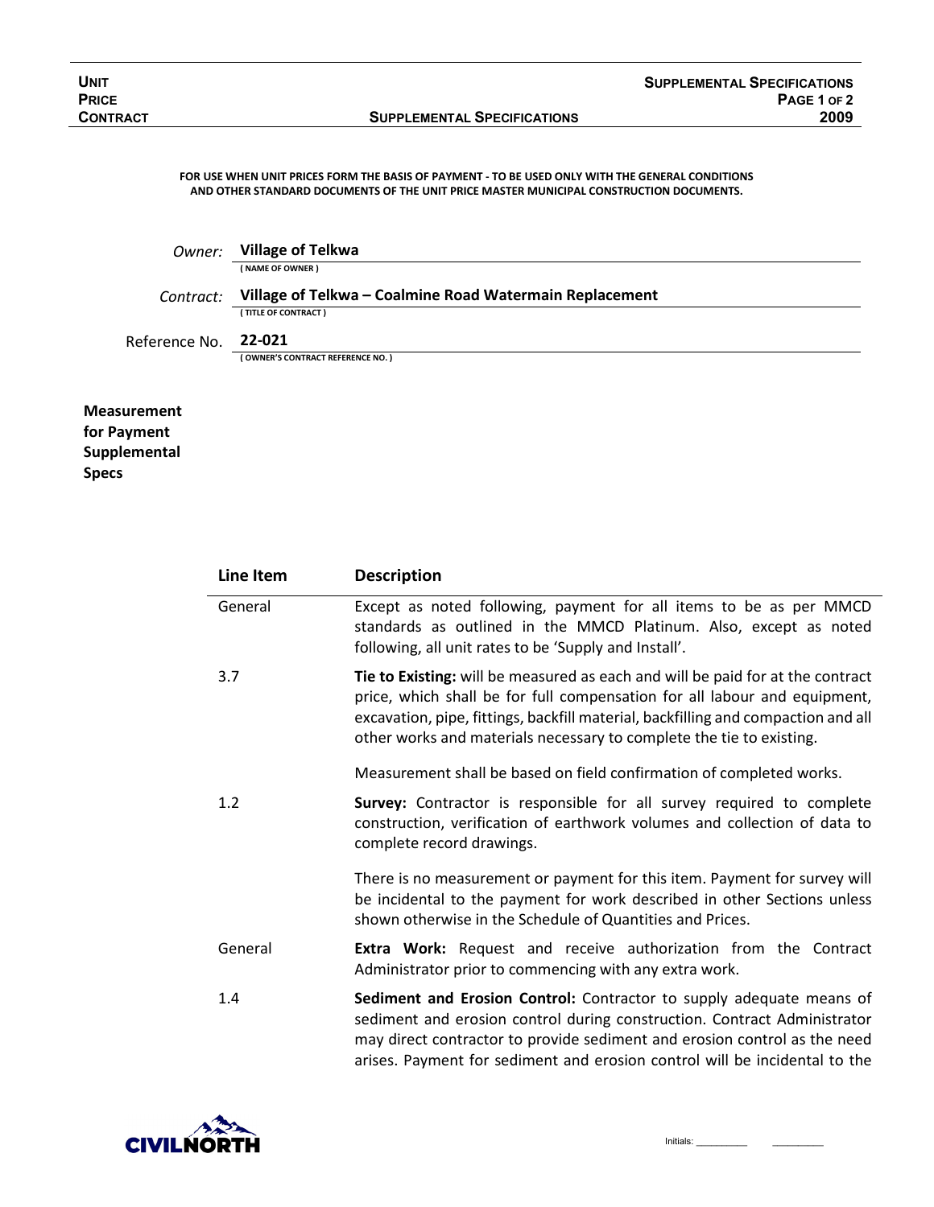FOR USE WHEN UNIT PRICES FORM THE BASIS OF PAYMENT - TO BE USED ONLY WITH THE GENERAL CONDITIONS AND OTHER STANDARD DOCUMENTS OF THE UNIT PRICE MASTER MUNICIPAL CONSTRUCTION DOCUMENTS.

*Owner:* **Village of Telkwa**
( NAME OF OWNER )

*Contract:* **Village of Telkwa – Coalmine Road Watermain Replacement**
( TITLE OF CONTRACT )

Reference No. **22-021**
( OWNER'S CONTRACT REFERENCE NO. )

**Measurement for Payment Supplemental Specs**

| Line Item | Description |
|---|---|
| General | Except as noted following, payment for all items to be as per MMCD standards as outlined in the MMCD Platinum. Also, except as noted following, all unit rates to be 'Supply and Install'. |
| 3.7 | **Tie to Existing:** will be measured as each and will be paid for at the contract price, which shall be for full compensation for all labour and equipment, excavation, pipe, fittings, backfill material, backfilling and compaction and all other works and materials necessary to complete the tie to existing.<br><br>Measurement shall be based on field confirmation of completed works. |
| 1.2 | **Survey:** Contractor is responsible for all survey required to complete construction, verification of earthwork volumes and collection of data to complete record drawings.<br><br>There is no measurement or payment for this item. Payment for survey will be incidental to the payment for work described in other Sections unless shown otherwise in the Schedule of Quantities and Prices. |
| General | **Extra Work:** Request and receive authorization from the Contract Administrator prior to commencing with any extra work. |
| 1.4 | **Sediment and Erosion Control:** Contractor to supply adequate means of sediment and erosion control during construction. Contract Administrator may direct contractor to provide sediment and erosion control as the need arises. Payment for sediment and erosion control will be incidental to the |

CIVILNORTH

Initials: _________ _________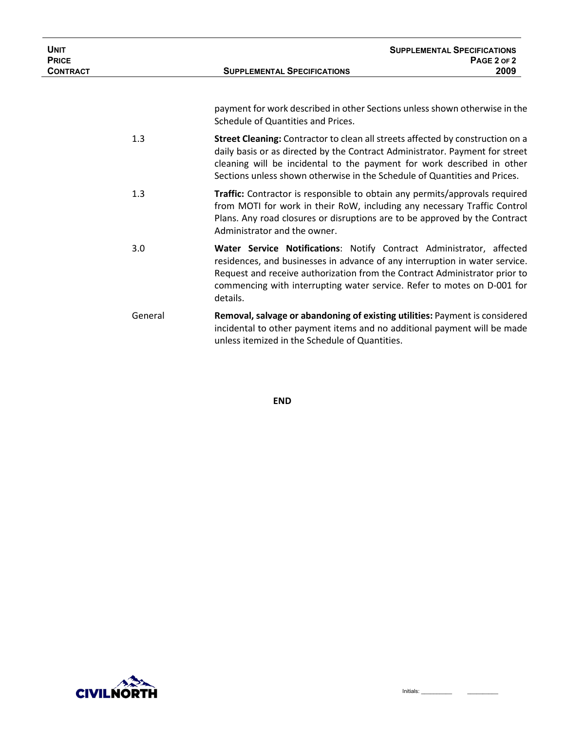payment for work described in other Sections unless shown otherwise in the Schedule of Quantities and Prices.

| | |
|---|---|
| 1.3 | **Street Cleaning:** Contractor to clean all streets affected by construction on a daily basis or as directed by the Contract Administrator. Payment for street cleaning will be incidental to the payment for work described in other Sections unless shown otherwise in the Schedule of Quantities and Prices. |
| 1.3 | **Traffic:** Contractor is responsible to obtain any permits/approvals required from MOTI for work in their RoW, including any necessary Traffic Control Plans. Any road closures or disruptions are to be approved by the Contract Administrator and the owner. |
| 3.0 | **Water Service Notifications**: Notify Contract Administrator, affected residences, and businesses in advance of any interruption in water service. Request and receive authorization from the Contract Administrator prior to commencing with interrupting water service. Refer to motes on D-001 for details. |
| General | **Removal, salvage or abandoning of existing utilities:** Payment is considered incidental to other payment items and no additional payment will be made unless itemized in the Schedule of Quantities. |

**END**

Initials: _________ _________